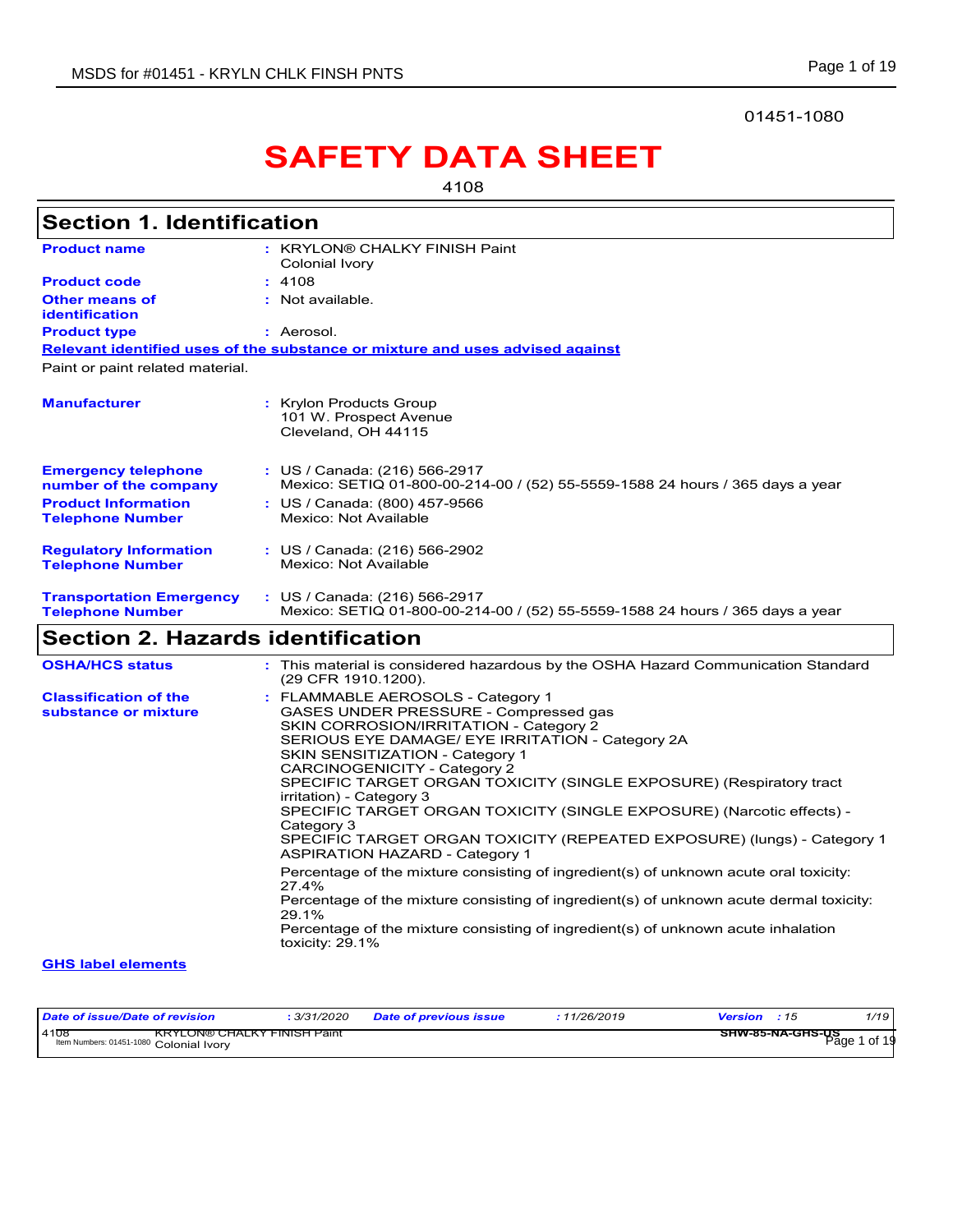01451-1080

# SAFETY DATA SHEET

4108

## Section 1. Identification

| | | |
|---|---|---|
| **Product name** | : | KRYLON® CHALKY FINISH Paint Colonial Ivory |
| **Product code** | : | 4108 |
| **Other means of identification** | : | Not available. |
| **Product type** | : | Aerosol. |

**Relevant identified uses of the substance or mixture and uses advised against**

Paint or paint related material.

| | | |
|---|---|---|
| **Manufacturer** | : | Krylon Products Group<br>101 W. Prospect Avenue<br>Cleveland, OH 44115 |
| **Emergency telephone number of the company** | : | US / Canada: (216) 566-2917<br>Mexico: SETIQ 01-800-00-214-00 / (52) 55-5559-1588 24 hours / 365 days a year |
| **Product Information Telephone Number** | : | US / Canada: (800) 457-9566<br>Mexico: Not Available |
| **Regulatory Information Telephone Number** | : | US / Canada: (216) 566-2902<br>Mexico: Not Available |
| **Transportation Emergency Telephone Number** | : | US / Canada: (216) 566-2917<br>Mexico: SETIQ 01-800-00-214-00 / (52) 55-5559-1588 24 hours / 365 days a year |

## Section 2. Hazards identification

**OSHA/HCS status** : This material is considered hazardous by the OSHA Hazard Communication Standard (29 CFR 1910.1200).

**Classification of the substance or mixture** :

FLAMMABLE AEROSOLS - Category 1
GASES UNDER PRESSURE - Compressed gas
SKIN CORROSION/IRRITATION - Category 2
SERIOUS EYE DAMAGE/ EYE IRRITATION - Category 2A
SKIN SENSITIZATION - Category 1
CARCINOGENICITY - Category 2
SPECIFIC TARGET ORGAN TOXICITY (SINGLE EXPOSURE) (Respiratory tract irritation) - Category 3
SPECIFIC TARGET ORGAN TOXICITY (SINGLE EXPOSURE) (Narcotic effects) - Category 3
SPECIFIC TARGET ORGAN TOXICITY (REPEATED EXPOSURE) (lungs) - Category 1
ASPIRATION HAZARD - Category 1

Percentage of the mixture consisting of ingredient(s) of unknown acute oral toxicity: 27.4%
Percentage of the mixture consisting of ingredient(s) of unknown acute dermal toxicity: 29.1%
Percentage of the mixture consisting of ingredient(s) of unknown acute inhalation toxicity: 29.1%

**GHS label elements**

| *Date of issue/Date of revision* | : 3/31/2020 | *Date of previous issue* | : 11/26/2019 | *Version* : 15 |
|---|---|---|---|---|
| 4108 Item Numbers: 01451-1080 | KRYLON® CHALKY FINISH Paint Colonial Ivory | | | SHW-85-NA-GHS-US |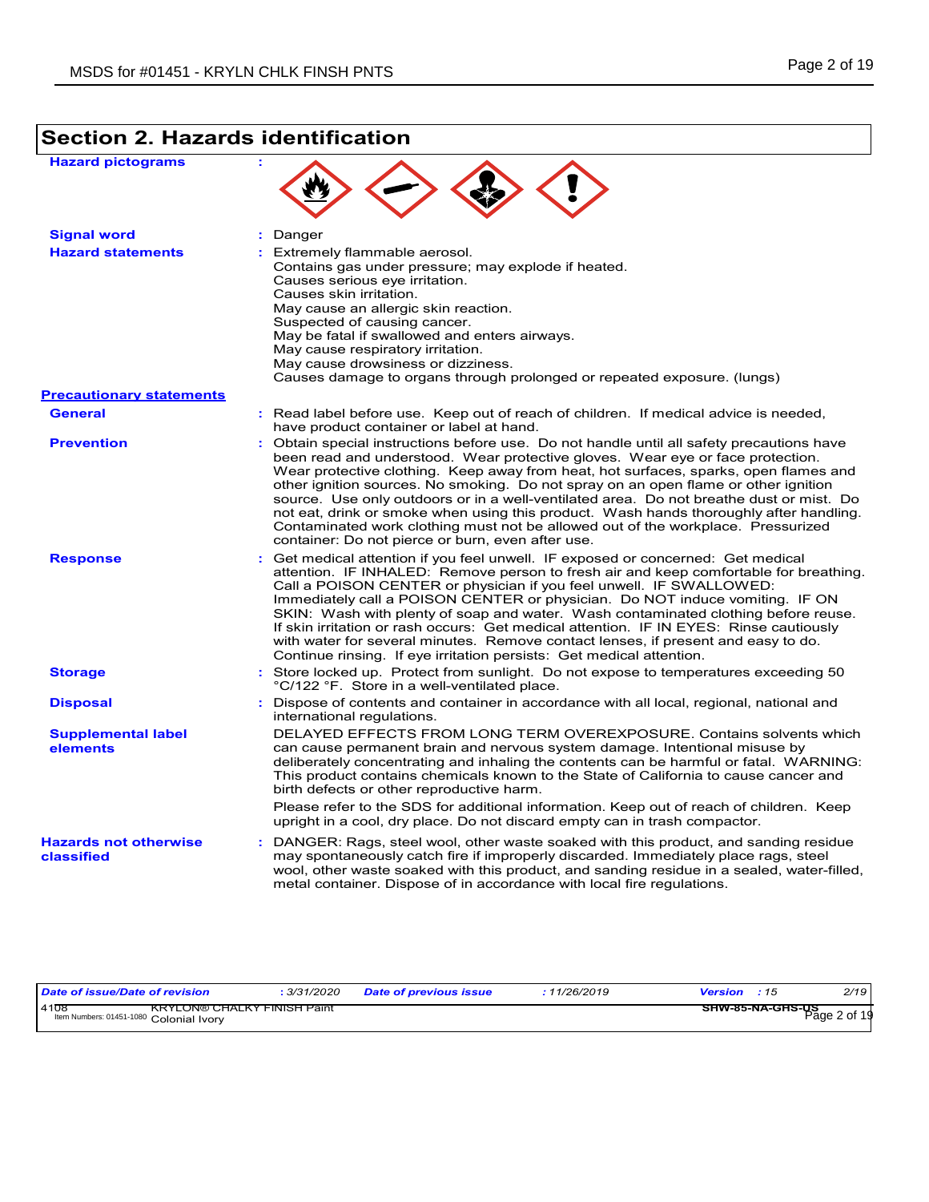## Section 2. Hazards identification

**Hazard pictograms** :

**Signal word** : Danger

**Hazard statements** : Extremely flammable aerosol.
Contains gas under pressure; may explode if heated.
Causes serious eye irritation.
Causes skin irritation.
May cause an allergic skin reaction.
Suspected of causing cancer.
May be fatal if swallowed and enters airways.
May cause respiratory irritation.
May cause drowsiness or dizziness.
Causes damage to organs through prolonged or repeated exposure. (lungs)

**Precautionary statements**

**General** : Read label before use. Keep out of reach of children. If medical advice is needed, have product container or label at hand.

**Prevention** : Obtain special instructions before use. Do not handle until all safety precautions have been read and understood. Wear protective gloves. Wear eye or face protection. Wear protective clothing. Keep away from heat, hot surfaces, sparks, open flames and other ignition sources. No smoking. Do not spray on an open flame or other ignition source. Use only outdoors or in a well-ventilated area. Do not breathe dust or mist. Do not eat, drink or smoke when using this product. Wash hands thoroughly after handling. Contaminated work clothing must not be allowed out of the workplace. Pressurized container: Do not pierce or burn, even after use.

**Response** : Get medical attention if you feel unwell. IF exposed or concerned: Get medical attention. IF INHALED: Remove person to fresh air and keep comfortable for breathing. Call a POISON CENTER or physician if you feel unwell. IF SWALLOWED: Immediately call a POISON CENTER or physician. Do NOT induce vomiting. IF ON SKIN: Wash with plenty of soap and water. Wash contaminated clothing before reuse. If skin irritation or rash occurs: Get medical attention. IF IN EYES: Rinse cautiously with water for several minutes. Remove contact lenses, if present and easy to do. Continue rinsing. If eye irritation persists: Get medical attention.

**Storage** : Store locked up. Protect from sunlight. Do not expose to temperatures exceeding 50 °C/122 °F. Store in a well-ventilated place.

**Disposal** : Dispose of contents and container in accordance with all local, regional, national and international regulations.

**Supplemental label elements** DELAYED EFFECTS FROM LONG TERM OVEREXPOSURE. Contains solvents which can cause permanent brain and nervous system damage. Intentional misuse by deliberately concentrating and inhaling the contents can be harmful or fatal. WARNING: This product contains chemicals known to the State of California to cause cancer and birth defects or other reproductive harm.

Please refer to the SDS for additional information. Keep out of reach of children. Keep upright in a cool, dry place. Do not discard empty can in trash compactor.

**Hazards not otherwise classified** : DANGER: Rags, steel wool, other waste soaked with this product, and sanding residue may spontaneously catch fire if improperly discarded. Immediately place rags, steel wool, other waste soaked with this product, and sanding residue in a sealed, water-filled, metal container. Dispose of in accordance with local fire regulations.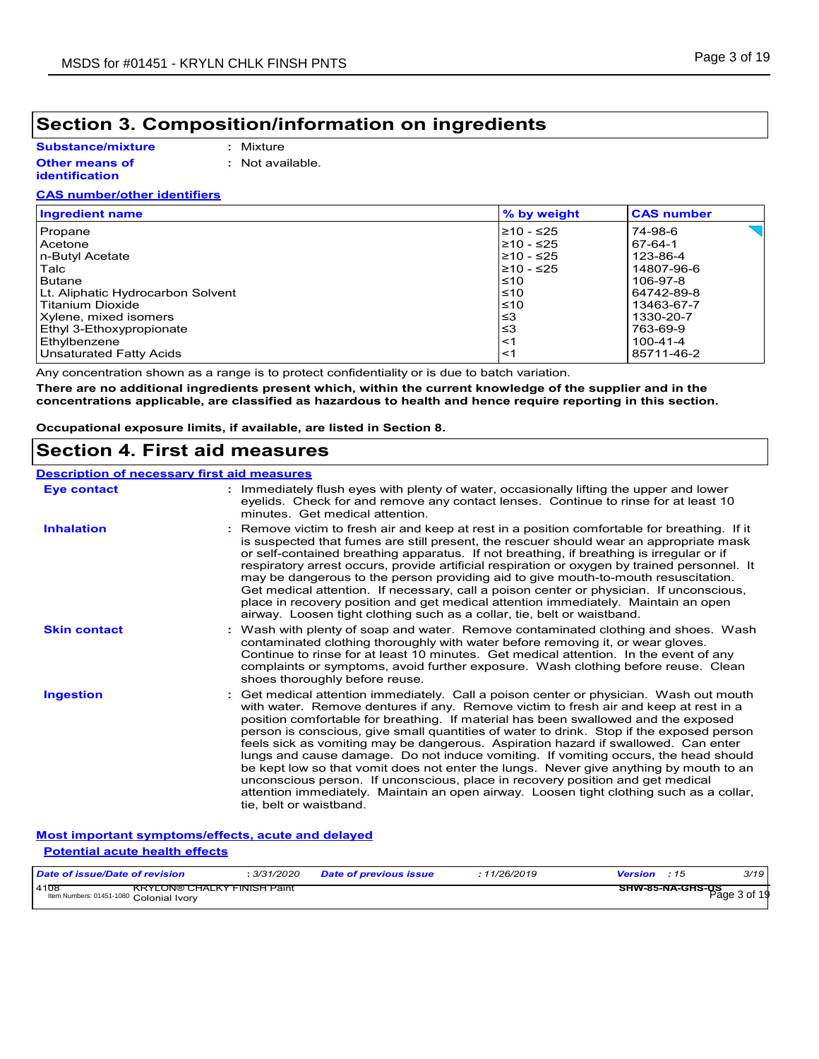## Section 3. Composition/information on ingredients

**Substance/mixture** : Mixture

**Other means of identification** : Not available.

**CAS number/other identifiers**

| Ingredient name | % by weight | CAS number |
| --- | --- | --- |
| Propane | ≥10 - ≤25 | 74-98-6 |
| Acetone | ≥10 - ≤25 | 67-64-1 |
| n-Butyl Acetate | ≥10 - ≤25 | 123-86-4 |
| Talc | ≥10 - ≤25 | 14807-96-6 |
| Butane | ≤10 | 106-97-8 |
| Lt. Aliphatic Hydrocarbon Solvent | ≤10 | 64742-89-8 |
| Titanium Dioxide | ≤10 | 13463-67-7 |
| Xylene, mixed isomers | ≤3 | 1330-20-7 |
| Ethyl 3-Ethoxypropionate | ≤3 | 763-69-9 |
| Ethylbenzene | <1 | 100-41-4 |
| Unsaturated Fatty Acids | <1 | 85711-46-2 |

Any concentration shown as a range is to protect confidentiality or is due to batch variation.

**There are no additional ingredients present which, within the current knowledge of the supplier and in the concentrations applicable, are classified as hazardous to health and hence require reporting in this section.**

**Occupational exposure limits, if available, are listed in Section 8.**

## Section 4. First aid measures

**Description of necessary first aid measures**

**Eye contact** : Immediately flush eyes with plenty of water, occasionally lifting the upper and lower eyelids. Check for and remove any contact lenses. Continue to rinse for at least 10 minutes. Get medical attention.

**Inhalation** : Remove victim to fresh air and keep at rest in a position comfortable for breathing. If it is suspected that fumes are still present, the rescuer should wear an appropriate mask or self-contained breathing apparatus. If not breathing, if breathing is irregular or if respiratory arrest occurs, provide artificial respiration or oxygen by trained personnel. It may be dangerous to the person providing aid to give mouth-to-mouth resuscitation. Get medical attention. If necessary, call a poison center or physician. If unconscious, place in recovery position and get medical attention immediately. Maintain an open airway. Loosen tight clothing such as a collar, tie, belt or waistband.

**Skin contact** : Wash with plenty of soap and water. Remove contaminated clothing and shoes. Wash contaminated clothing thoroughly with water before removing it, or wear gloves. Continue to rinse for at least 10 minutes. Get medical attention. In the event of any complaints or symptoms, avoid further exposure. Wash clothing before reuse. Clean shoes thoroughly before reuse.

**Ingestion** : Get medical attention immediately. Call a poison center or physician. Wash out mouth with water. Remove dentures if any. Remove victim to fresh air and keep at rest in a position comfortable for breathing. If material has been swallowed and the exposed person is conscious, give small quantities of water to drink. Stop if the exposed person feels sick as vomiting may be dangerous. Aspiration hazard if swallowed. Can enter lungs and cause damage. Do not induce vomiting. If vomiting occurs, the head should be kept low so that vomit does not enter the lungs. Never give anything by mouth to an unconscious person. If unconscious, place in recovery position and get medical attention immediately. Maintain an open airway. Loosen tight clothing such as a collar, tie, belt or waistband.

**Most important symptoms/effects, acute and delayed**

**Potential acute health effects**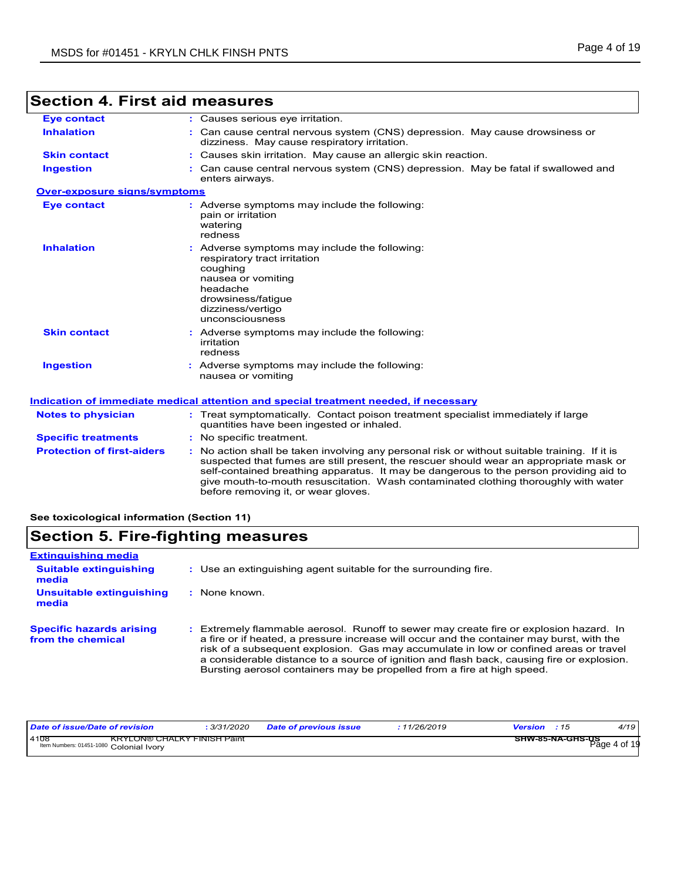## Section 4. First aid measures

| | |
|---|---|
| **Eye contact** | Causes serious eye irritation. |
| **Inhalation** | Can cause central nervous system (CNS) depression. May cause drowsiness or dizziness. May cause respiratory irritation. |
| **Skin contact** | Causes skin irritation. May cause an allergic skin reaction. |
| **Ingestion** | Can cause central nervous system (CNS) depression. May be fatal if swallowed and enters airways. |

### Over-exposure signs/symptoms

| | |
|---|---|
| **Eye contact** | Adverse symptoms may include the following:<br>pain or irritation<br>watering<br>redness |
| **Inhalation** | Adverse symptoms may include the following:<br>respiratory tract irritation<br>coughing<br>nausea or vomiting<br>headache<br>drowsiness/fatigue<br>dizziness/vertigo<br>unconsciousness |
| **Skin contact** | Adverse symptoms may include the following:<br>irritation<br>redness |
| **Ingestion** | Adverse symptoms may include the following:<br>nausea or vomiting |

### Indication of immediate medical attention and special treatment needed, if necessary

| | |
|---|---|
| **Notes to physician** | Treat symptomatically. Contact poison treatment specialist immediately if large quantities have been ingested or inhaled. |
| **Specific treatments** | No specific treatment. |
| **Protection of first-aiders** | No action shall be taken involving any personal risk or without suitable training. If it is suspected that fumes are still present, the rescuer should wear an appropriate mask or self-contained breathing apparatus. It may be dangerous to the person providing aid to give mouth-to-mouth resuscitation. Wash contaminated clothing thoroughly with water before removing it, or wear gloves. |

**See toxicological information (Section 11)**

## Section 5. Fire-fighting measures

### Extinguishing media

| | |
|---|---|
| **Suitable extinguishing media** | Use an extinguishing agent suitable for the surrounding fire. |
| **Unsuitable extinguishing media** | None known. |
| **Specific hazards arising from the chemical** | Extremely flammable aerosol. Runoff to sewer may create fire or explosion hazard. In a fire or if heated, a pressure increase will occur and the container may burst, with the risk of a subsequent explosion. Gas may accumulate in low or confined areas or travel a considerable distance to a source of ignition and flash back, causing fire or explosion. Bursting aerosol containers may be propelled from a fire at high speed. |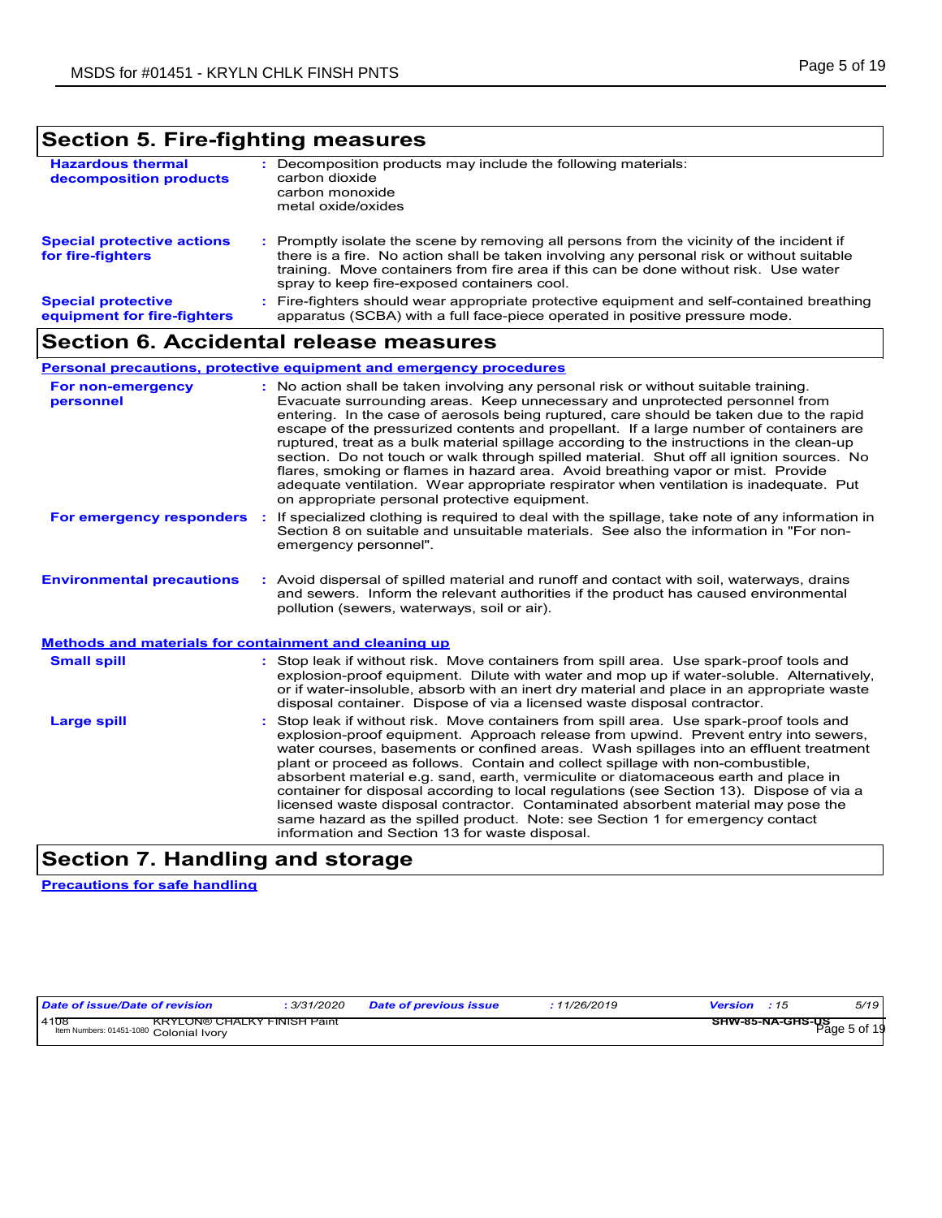## Section 5. Fire-fighting measures

**Hazardous thermal decomposition products** : Decomposition products may include the following materials:
carbon dioxide
carbon monoxide
metal oxide/oxides

**Special protective actions for fire-fighters** : Promptly isolate the scene by removing all persons from the vicinity of the incident if there is a fire. No action shall be taken involving any personal risk or without suitable training. Move containers from fire area if this can be done without risk. Use water spray to keep fire-exposed containers cool.

**Special protective equipment for fire-fighters** : Fire-fighters should wear appropriate protective equipment and self-contained breathing apparatus (SCBA) with a full face-piece operated in positive pressure mode.

## Section 6. Accidental release measures

### Personal precautions, protective equipment and emergency procedures

**For non-emergency personnel** : No action shall be taken involving any personal risk or without suitable training. Evacuate surrounding areas. Keep unnecessary and unprotected personnel from entering. In the case of aerosols being ruptured, care should be taken due to the rapid escape of the pressurized contents and propellant. If a large number of containers are ruptured, treat as a bulk material spillage according to the instructions in the clean-up section. Do not touch or walk through spilled material. Shut off all ignition sources. No flares, smoking or flames in hazard area. Avoid breathing vapor or mist. Provide adequate ventilation. Wear appropriate respirator when ventilation is inadequate. Put on appropriate personal protective equipment.

**For emergency responders** : If specialized clothing is required to deal with the spillage, take note of any information in Section 8 on suitable and unsuitable materials. See also the information in "For non-emergency personnel".

**Environmental precautions** : Avoid dispersal of spilled material and runoff and contact with soil, waterways, drains and sewers. Inform the relevant authorities if the product has caused environmental pollution (sewers, waterways, soil or air).

### Methods and materials for containment and cleaning up

**Small spill** : Stop leak if without risk. Move containers from spill area. Use spark-proof tools and explosion-proof equipment. Dilute with water and mop up if water-soluble. Alternatively, or if water-insoluble, absorb with an inert dry material and place in an appropriate waste disposal container. Dispose of via a licensed waste disposal contractor.

**Large spill** : Stop leak if without risk. Move containers from spill area. Use spark-proof tools and explosion-proof equipment. Approach release from upwind. Prevent entry into sewers, water courses, basements or confined areas. Wash spillages into an effluent treatment plant or proceed as follows. Contain and collect spillage with non-combustible, absorbent material e.g. sand, earth, vermiculite or diatomaceous earth and place in container for disposal according to local regulations (see Section 13). Dispose of via a licensed waste disposal contractor. Contaminated absorbent material may pose the same hazard as the spilled product. Note: see Section 1 for emergency contact information and Section 13 for waste disposal.

## Section 7. Handling and storage

### Precautions for safe handling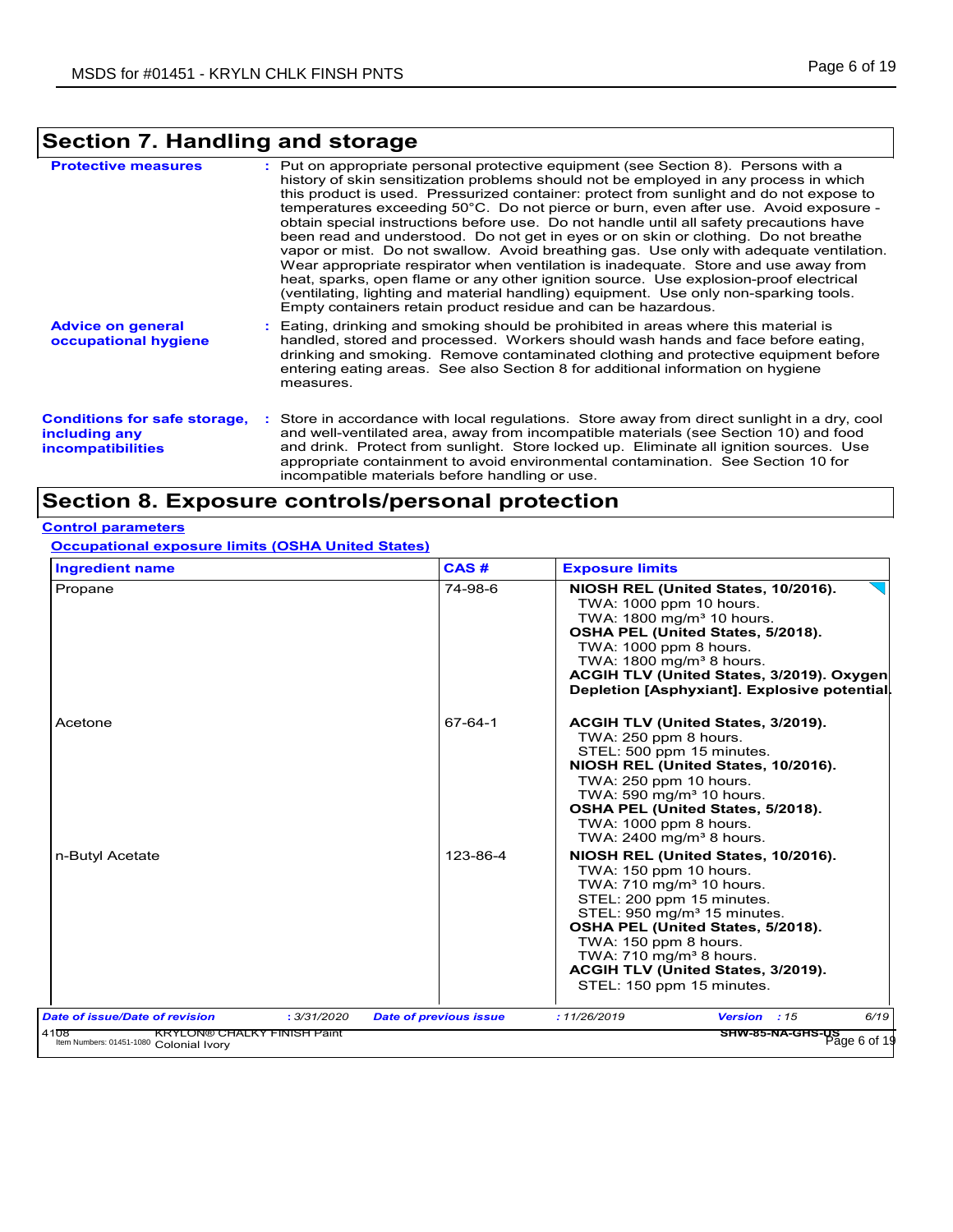## Section 7. Handling and storage

**Protective measures** : Put on appropriate personal protective equipment (see Section 8). Persons with a history of skin sensitization problems should not be employed in any process in which this product is used. Pressurized container: protect from sunlight and do not expose to temperatures exceeding 50°C. Do not pierce or burn, even after use. Avoid exposure - obtain special instructions before use. Do not handle until all safety precautions have been read and understood. Do not get in eyes or on skin or clothing. Do not breathe vapor or mist. Do not swallow. Avoid breathing gas. Use only with adequate ventilation. Wear appropriate respirator when ventilation is inadequate. Store and use away from heat, sparks, open flame or any other ignition source. Use explosion-proof electrical (ventilating, lighting and material handling) equipment. Use only non-sparking tools. Empty containers retain product residue and can be hazardous.

**Advice on general occupational hygiene** : Eating, drinking and smoking should be prohibited in areas where this material is handled, stored and processed. Workers should wash hands and face before eating, drinking and smoking. Remove contaminated clothing and protective equipment before entering eating areas. See also Section 8 for additional information on hygiene measures.

**Conditions for safe storage, including any incompatibilities** : Store in accordance with local regulations. Store away from direct sunlight in a dry, cool and well-ventilated area, away from incompatible materials (see Section 10) and food and drink. Protect from sunlight. Store locked up. Eliminate all ignition sources. Use appropriate containment to avoid environmental contamination. See Section 10 for incompatible materials before handling or use.

## Section 8. Exposure controls/personal protection

**Control parameters**

**Occupational exposure limits (OSHA United States)**

| Ingredient name | CAS # | Exposure limits |
|---|---|---|
| Propane | 74-98-6 | **NIOSH REL (United States, 10/2016).**<br>TWA: 1000 ppm 10 hours.<br>TWA: 1800 mg/m³ 10 hours.<br>**OSHA PEL (United States, 5/2018).**<br>TWA: 1000 ppm 8 hours.<br>TWA: 1800 mg/m³ 8 hours.<br>**ACGIH TLV (United States, 3/2019). Oxygen Depletion [Asphyxiant]. Explosive potential.** |
| Acetone | 67-64-1 | **ACGIH TLV (United States, 3/2019).**<br>TWA: 250 ppm 8 hours.<br>STEL: 500 ppm 15 minutes.<br>**NIOSH REL (United States, 10/2016).**<br>TWA: 250 ppm 10 hours.<br>TWA: 590 mg/m³ 10 hours.<br>**OSHA PEL (United States, 5/2018).**<br>TWA: 1000 ppm 8 hours.<br>TWA: 2400 mg/m³ 8 hours. |
| n-Butyl Acetate | 123-86-4 | **NIOSH REL (United States, 10/2016).**<br>TWA: 150 ppm 10 hours.<br>TWA: 710 mg/m³ 10 hours.<br>STEL: 200 ppm 15 minutes.<br>STEL: 950 mg/m³ 15 minutes.<br>**OSHA PEL (United States, 5/2018).**<br>TWA: 150 ppm 8 hours.<br>TWA: 710 mg/m³ 8 hours.<br>**ACGIH TLV (United States, 3/2019).**<br>STEL: 150 ppm 15 minutes. |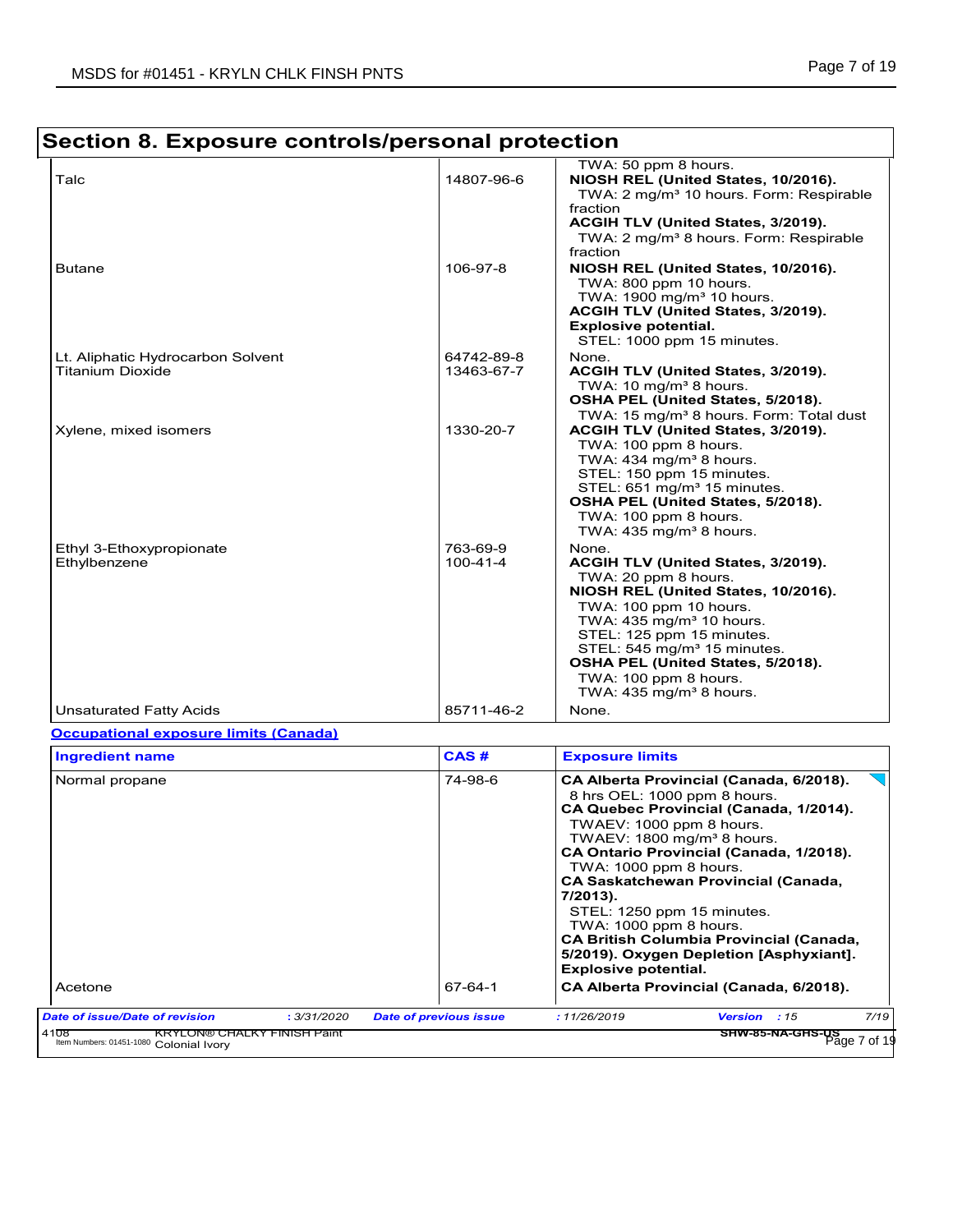## Section 8. Exposure controls/personal protection

| | | |
|---|---|---|
| | | TWA: 50 ppm 8 hours. |
| Talc | 14807-96-6 | **NIOSH REL (United States, 10/2016).**<br>TWA: 2 mg/m³ 10 hours. Form: Respirable fraction<br>**ACGIH TLV (United States, 3/2019).**<br>TWA: 2 mg/m³ 8 hours. Form: Respirable fraction |
| Butane | 106-97-8 | **NIOSH REL (United States, 10/2016).**<br>TWA: 800 ppm 10 hours.<br>TWA: 1900 mg/m³ 10 hours.<br>**ACGIH TLV (United States, 3/2019).**<br>**Explosive potential.**<br>STEL: 1000 ppm 15 minutes. |
| Lt. Aliphatic Hydrocarbon Solvent | 64742-89-8 | None. |
| Titanium Dioxide | 13463-67-7 | **ACGIH TLV (United States, 3/2019).**<br>TWA: 10 mg/m³ 8 hours.<br>**OSHA PEL (United States, 5/2018).**<br>TWA: 15 mg/m³ 8 hours. Form: Total dust |
| Xylene, mixed isomers | 1330-20-7 | **ACGIH TLV (United States, 3/2019).**<br>TWA: 100 ppm 8 hours.<br>TWA: 434 mg/m³ 8 hours.<br>STEL: 150 ppm 15 minutes.<br>STEL: 651 mg/m³ 15 minutes.<br>**OSHA PEL (United States, 5/2018).**<br>TWA: 100 ppm 8 hours.<br>TWA: 435 mg/m³ 8 hours. |
| Ethyl 3-Ethoxypropionate | 763-69-9 | None. |
| Ethylbenzene | 100-41-4 | **ACGIH TLV (United States, 3/2019).**<br>TWA: 20 ppm 8 hours.<br>**NIOSH REL (United States, 10/2016).**<br>TWA: 100 ppm 10 hours.<br>TWA: 435 mg/m³ 10 hours.<br>STEL: 125 ppm 15 minutes.<br>STEL: 545 mg/m³ 15 minutes.<br>**OSHA PEL (United States, 5/2018).**<br>TWA: 100 ppm 8 hours.<br>TWA: 435 mg/m³ 8 hours. |
| Unsaturated Fatty Acids | 85711-46-2 | None. |

**Occupational exposure limits (Canada)**

| Ingredient name | CAS # | Exposure limits |
|---|---|---|
| Normal propane | 74-98-6 | **CA Alberta Provincial (Canada, 6/2018).**<br>8 hrs OEL: 1000 ppm 8 hours.<br>**CA Quebec Provincial (Canada, 1/2014).**<br>TWAEV: 1000 ppm 8 hours.<br>TWAEV: 1800 mg/m³ 8 hours.<br>**CA Ontario Provincial (Canada, 1/2018).**<br>TWA: 1000 ppm 8 hours.<br>**CA Saskatchewan Provincial (Canada, 7/2013).**<br>STEL: 1250 ppm 15 minutes.<br>TWA: 1000 ppm 8 hours.<br>**CA British Columbia Provincial (Canada, 5/2019). Oxygen Depletion [Asphyxiant]. Explosive potential.** |
| Acetone | 67-64-1 | **CA Alberta Provincial (Canada, 6/2018).** |

| *Date of issue/Date of revision* | : 3/31/2020 | *Date of previous issue* | : 11/26/2019 | *Version* : 15 |
|---|---|---|---|---|

4108 KRYLON® CHALKY FINISH Paint Colonial Ivory — Item Numbers: 01451-1080 — SHW-85-NA-GHS-US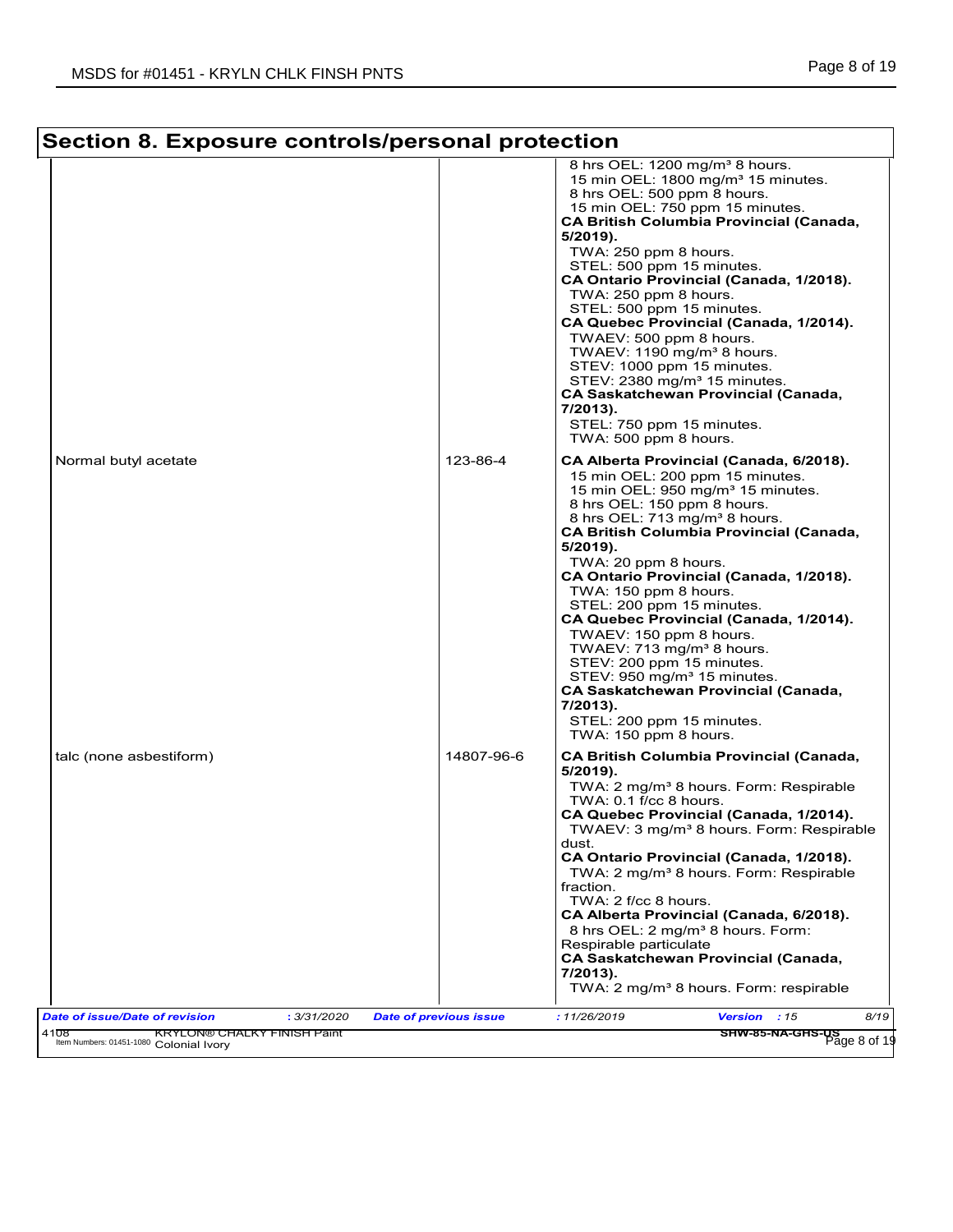## Section 8. Exposure controls/personal protection

| | | |
|---|---|---|
| | | 8 hrs OEL: 1200 mg/m³ 8 hours.<br>15 min OEL: 1800 mg/m³ 15 minutes.<br>8 hrs OEL: 500 ppm 8 hours.<br>15 min OEL: 750 ppm 15 minutes.<br>**CA British Columbia Provincial (Canada, 5/2019).**<br>TWA: 250 ppm 8 hours.<br>STEL: 500 ppm 15 minutes.<br>**CA Ontario Provincial (Canada, 1/2018).**<br>TWA: 250 ppm 8 hours.<br>STEL: 500 ppm 15 minutes.<br>**CA Quebec Provincial (Canada, 1/2014).**<br>TWAEV: 500 ppm 8 hours.<br>TWAEV: 1190 mg/m³ 8 hours.<br>STEV: 1000 ppm 15 minutes.<br>STEV: 2380 mg/m³ 15 minutes.<br>**CA Saskatchewan Provincial (Canada, 7/2013).**<br>STEL: 750 ppm 15 minutes.<br>TWA: 500 ppm 8 hours. |
| Normal butyl acetate | 123-86-4 | **CA Alberta Provincial (Canada, 6/2018).**<br>15 min OEL: 200 ppm 15 minutes.<br>15 min OEL: 950 mg/m³ 15 minutes.<br>8 hrs OEL: 150 ppm 8 hours.<br>8 hrs OEL: 713 mg/m³ 8 hours.<br>**CA British Columbia Provincial (Canada, 5/2019).**<br>TWA: 20 ppm 8 hours.<br>**CA Ontario Provincial (Canada, 1/2018).**<br>TWA: 150 ppm 8 hours.<br>STEL: 200 ppm 15 minutes.<br>**CA Quebec Provincial (Canada, 1/2014).**<br>TWAEV: 150 ppm 8 hours.<br>TWAEV: 713 mg/m³ 8 hours.<br>STEV: 200 ppm 15 minutes.<br>STEV: 950 mg/m³ 15 minutes.<br>**CA Saskatchewan Provincial (Canada, 7/2013).**<br>STEL: 200 ppm 15 minutes.<br>TWA: 150 ppm 8 hours. |
| talc (none asbestiform) | 14807-96-6 | **CA British Columbia Provincial (Canada, 5/2019).**<br>TWA: 2 mg/m³ 8 hours. Form: Respirable<br>TWA: 0.1 f/cc 8 hours.<br>**CA Quebec Provincial (Canada, 1/2014).**<br>TWAEV: 3 mg/m³ 8 hours. Form: Respirable dust.<br>**CA Ontario Provincial (Canada, 1/2018).**<br>TWA: 2 mg/m³ 8 hours. Form: Respirable fraction.<br>TWA: 2 f/cc 8 hours.<br>**CA Alberta Provincial (Canada, 6/2018).**<br>8 hrs OEL: 2 mg/m³ 8 hours. Form: Respirable particulate<br>**CA Saskatchewan Provincial (Canada, 7/2013).**<br>TWA: 2 mg/m³ 8 hours. Form: respirable |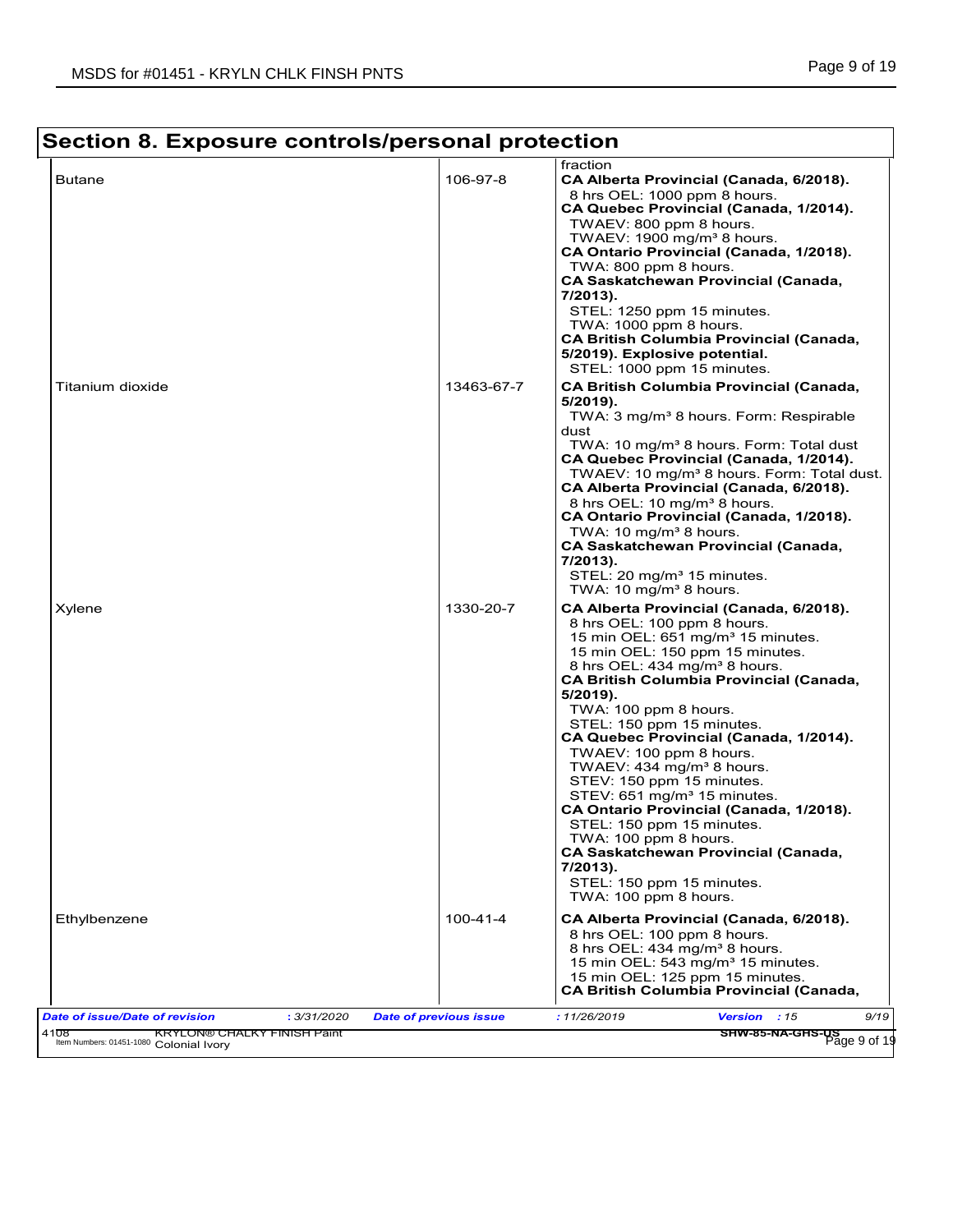## Section 8. Exposure controls/personal protection

| | | |
|---|---|---|
| | | fraction |
| Butane | 106-97-8 | **CA Alberta Provincial (Canada, 6/2018).**<br>8 hrs OEL: 1000 ppm 8 hours.<br>**CA Quebec Provincial (Canada, 1/2014).**<br>TWAEV: 800 ppm 8 hours.<br>TWAEV: 1900 mg/m³ 8 hours.<br>**CA Ontario Provincial (Canada, 1/2018).**<br>TWA: 800 ppm 8 hours.<br>**CA Saskatchewan Provincial (Canada, 7/2013).**<br>STEL: 1250 ppm 15 minutes.<br>TWA: 1000 ppm 8 hours.<br>**CA British Columbia Provincial (Canada, 5/2019). Explosive potential.**<br>STEL: 1000 ppm 15 minutes. |
| Titanium dioxide | 13463-67-7 | **CA British Columbia Provincial (Canada, 5/2019).**<br>TWA: 3 mg/m³ 8 hours. Form: Respirable dust<br>TWA: 10 mg/m³ 8 hours. Form: Total dust<br>**CA Quebec Provincial (Canada, 1/2014).**<br>TWAEV: 10 mg/m³ 8 hours. Form: Total dust.<br>**CA Alberta Provincial (Canada, 6/2018).**<br>8 hrs OEL: 10 mg/m³ 8 hours.<br>**CA Ontario Provincial (Canada, 1/2018).**<br>TWA: 10 mg/m³ 8 hours.<br>**CA Saskatchewan Provincial (Canada, 7/2013).**<br>STEL: 20 mg/m³ 15 minutes.<br>TWA: 10 mg/m³ 8 hours. |
| Xylene | 1330-20-7 | **CA Alberta Provincial (Canada, 6/2018).**<br>8 hrs OEL: 100 ppm 8 hours.<br>15 min OEL: 651 mg/m³ 15 minutes.<br>15 min OEL: 150 ppm 15 minutes.<br>8 hrs OEL: 434 mg/m³ 8 hours.<br>**CA British Columbia Provincial (Canada, 5/2019).**<br>TWA: 100 ppm 8 hours.<br>STEL: 150 ppm 15 minutes.<br>**CA Quebec Provincial (Canada, 1/2014).**<br>TWAEV: 100 ppm 8 hours.<br>TWAEV: 434 mg/m³ 8 hours.<br>STEV: 150 ppm 15 minutes.<br>STEV: 651 mg/m³ 15 minutes.<br>**CA Ontario Provincial (Canada, 1/2018).**<br>STEL: 150 ppm 15 minutes.<br>TWA: 100 ppm 8 hours.<br>**CA Saskatchewan Provincial (Canada, 7/2013).**<br>STEL: 150 ppm 15 minutes.<br>TWA: 100 ppm 8 hours. |
| Ethylbenzene | 100-41-4 | **CA Alberta Provincial (Canada, 6/2018).**<br>8 hrs OEL: 100 ppm 8 hours.<br>8 hrs OEL: 434 mg/m³ 8 hours.<br>15 min OEL: 543 mg/m³ 15 minutes.<br>15 min OEL: 125 ppm 15 minutes.<br>**CA British Columbia Provincial (Canada,** |

***Date of issue/Date of revision*** : 3/31/2020 ***Date of previous issue*** : 11/26/2019 ***Version*** : 15

4108 KRYLON® CHALKY FINISH Paint SHW-85-NA-GHS-US
Item Numbers: 01451-1080 Colonial Ivory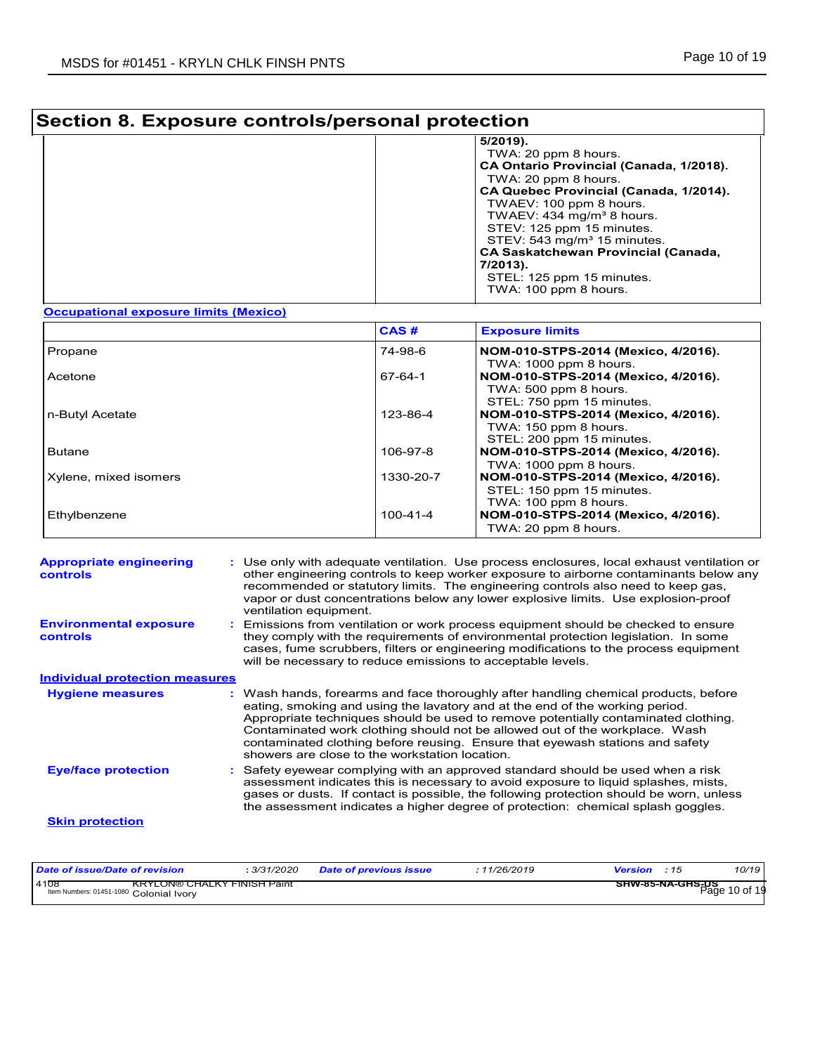## Section 8. Exposure controls/personal protection

| | | |
|---|---|---|
| | | **5/2019).**<br>TWA: 20 ppm 8 hours.<br>**CA Ontario Provincial (Canada, 1/2018).**<br>TWA: 20 ppm 8 hours.<br>**CA Quebec Provincial (Canada, 1/2014).**<br>TWAEV: 100 ppm 8 hours.<br>TWAEV: 434 mg/m³ 8 hours.<br>STEV: 125 ppm 15 minutes.<br>STEV: 543 mg/m³ 15 minutes.<br>**CA Saskatchewan Provincial (Canada, 7/2013).**<br>STEL: 125 ppm 15 minutes.<br>TWA: 100 ppm 8 hours. |

**Occupational exposure limits (Mexico)**

| | CAS # | Exposure limits |
|---|---|---|
| Propane | 74-98-6 | **NOM-010-STPS-2014 (Mexico, 4/2016).**<br>TWA: 1000 ppm 8 hours. |
| Acetone | 67-64-1 | **NOM-010-STPS-2014 (Mexico, 4/2016).**<br>TWA: 500 ppm 8 hours.<br>STEL: 750 ppm 15 minutes. |
| n-Butyl Acetate | 123-86-4 | **NOM-010-STPS-2014 (Mexico, 4/2016).**<br>TWA: 150 ppm 8 hours.<br>STEL: 200 ppm 15 minutes. |
| Butane | 106-97-8 | **NOM-010-STPS-2014 (Mexico, 4/2016).**<br>TWA: 1000 ppm 8 hours. |
| Xylene, mixed isomers | 1330-20-7 | **NOM-010-STPS-2014 (Mexico, 4/2016).**<br>STEL: 150 ppm 15 minutes.<br>TWA: 100 ppm 8 hours. |
| Ethylbenzene | 100-41-4 | **NOM-010-STPS-2014 (Mexico, 4/2016).**<br>TWA: 20 ppm 8 hours. |

**Appropriate engineering controls** : Use only with adequate ventilation. Use process enclosures, local exhaust ventilation or other engineering controls to keep worker exposure to airborne contaminants below any recommended or statutory limits. The engineering controls also need to keep gas, vapor or dust concentrations below any lower explosive limits. Use explosion-proof ventilation equipment.

**Environmental exposure controls** : Emissions from ventilation or work process equipment should be checked to ensure they comply with the requirements of environmental protection legislation. In some cases, fume scrubbers, filters or engineering modifications to the process equipment will be necessary to reduce emissions to acceptable levels.

**Individual protection measures**

**Hygiene measures** : Wash hands, forearms and face thoroughly after handling chemical products, before eating, smoking and using the lavatory and at the end of the working period. Appropriate techniques should be used to remove potentially contaminated clothing. Contaminated work clothing should not be allowed out of the workplace. Wash contaminated clothing before reusing. Ensure that eyewash stations and safety showers are close to the workstation location.

**Eye/face protection** : Safety eyewear complying with an approved standard should be used when a risk assessment indicates this is necessary to avoid exposure to liquid splashes, mists, gases or dusts. If contact is possible, the following protection should be worn, unless the assessment indicates a higher degree of protection: chemical splash goggles.

**Skin protection**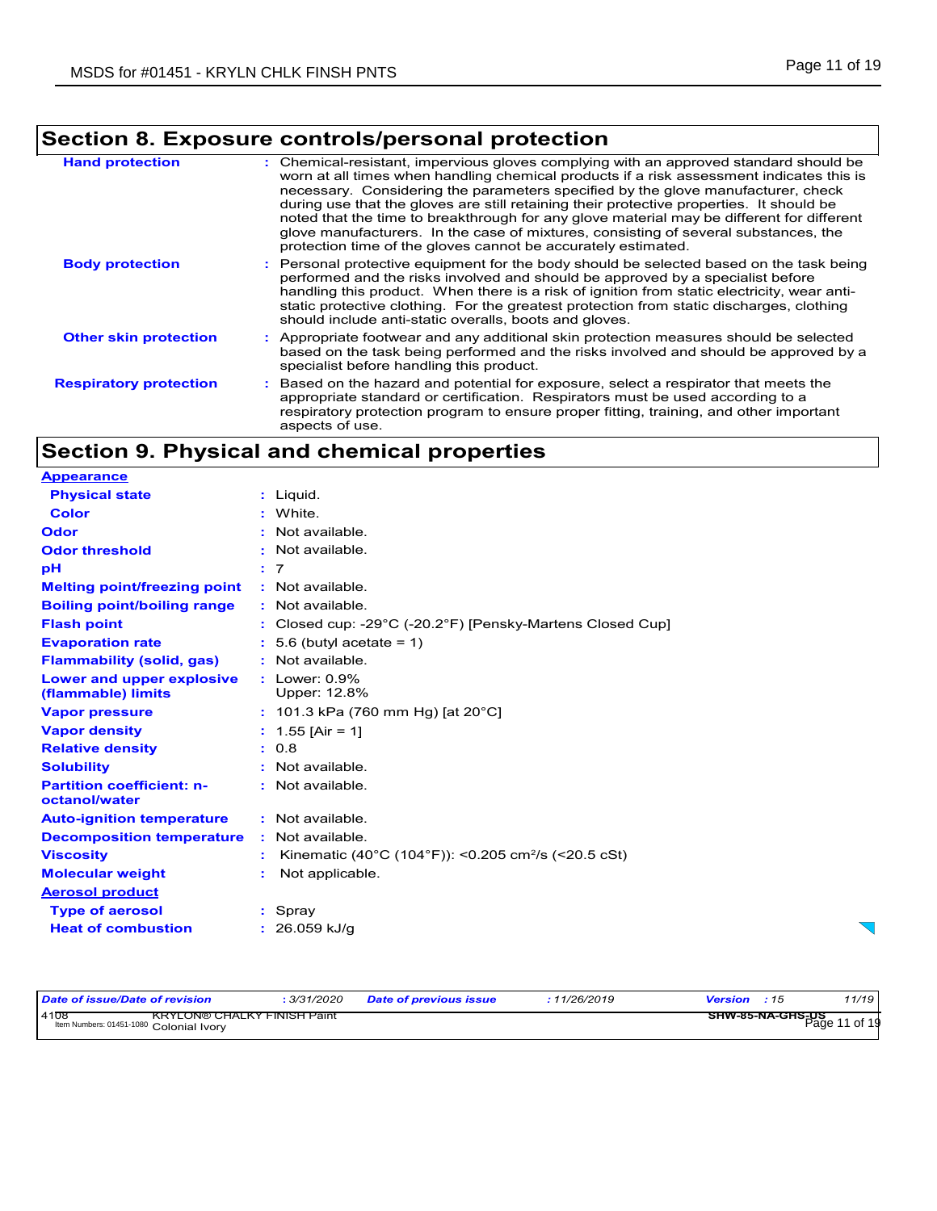## Section 8. Exposure controls/personal protection

| | |
|---|---|
| **Hand protection** | : Chemical-resistant, impervious gloves complying with an approved standard should be worn at all times when handling chemical products if a risk assessment indicates this is necessary. Considering the parameters specified by the glove manufacturer, check during use that the gloves are still retaining their protective properties. It should be noted that the time to breakthrough for any glove material may be different for different glove manufacturers. In the case of mixtures, consisting of several substances, the protection time of the gloves cannot be accurately estimated. |
| **Body protection** | : Personal protective equipment for the body should be selected based on the task being performed and the risks involved and should be approved by a specialist before handling this product. When there is a risk of ignition from static electricity, wear anti-static protective clothing. For the greatest protection from static discharges, clothing should include anti-static overalls, boots and gloves. |
| **Other skin protection** | : Appropriate footwear and any additional skin protection measures should be selected based on the task being performed and the risks involved and should be approved by a specialist before handling this product. |
| **Respiratory protection** | : Based on the hazard and potential for exposure, select a respirator that meets the appropriate standard or certification. Respirators must be used according to a respiratory protection program to ensure proper fitting, training, and other important aspects of use. |

## Section 9. Physical and chemical properties

| | |
|---|---|
| **Appearance** | |
| **Physical state** | : Liquid. |
| **Color** | : White. |
| **Odor** | : Not available. |
| **Odor threshold** | : Not available. |
| **pH** | : 7 |
| **Melting point/freezing point** | : Not available. |
| **Boiling point/boiling range** | : Not available. |
| **Flash point** | : Closed cup: -29°C (-20.2°F) [Pensky-Martens Closed Cup] |
| **Evaporation rate** | : 5.6 (butyl acetate = 1) |
| **Flammability (solid, gas)** | : Not available. |
| **Lower and upper explosive (flammable) limits** | : Lower: 0.9% Upper: 12.8% |
| **Vapor pressure** | : 101.3 kPa (760 mm Hg) [at 20°C] |
| **Vapor density** | : 1.55 [Air = 1] |
| **Relative density** | : 0.8 |
| **Solubility** | : Not available. |
| **Partition coefficient: n-octanol/water** | : Not available. |
| **Auto-ignition temperature** | : Not available. |
| **Decomposition temperature** | : Not available. |
| **Viscosity** | : Kinematic (40°C (104°F)): <0.205 $cm^2$/s (<20.5 cSt) |
| **Molecular weight** | : Not applicable. |
| **Aerosol product** | |
| **Type of aerosol** | : Spray |
| **Heat of combustion** | : 26.059 kJ/g |

| *Date of issue/Date of revision* | : 3/31/2020 | *Date of previous issue* | : 11/26/2019 | *Version* : 15 | 11/19 |
|---|---|---|---|---|---|

4108 KRYLON® CHALKY FINISH Paint Colonial Ivory
Item Numbers: 01451-1080
SHW-85-NA-GHS-US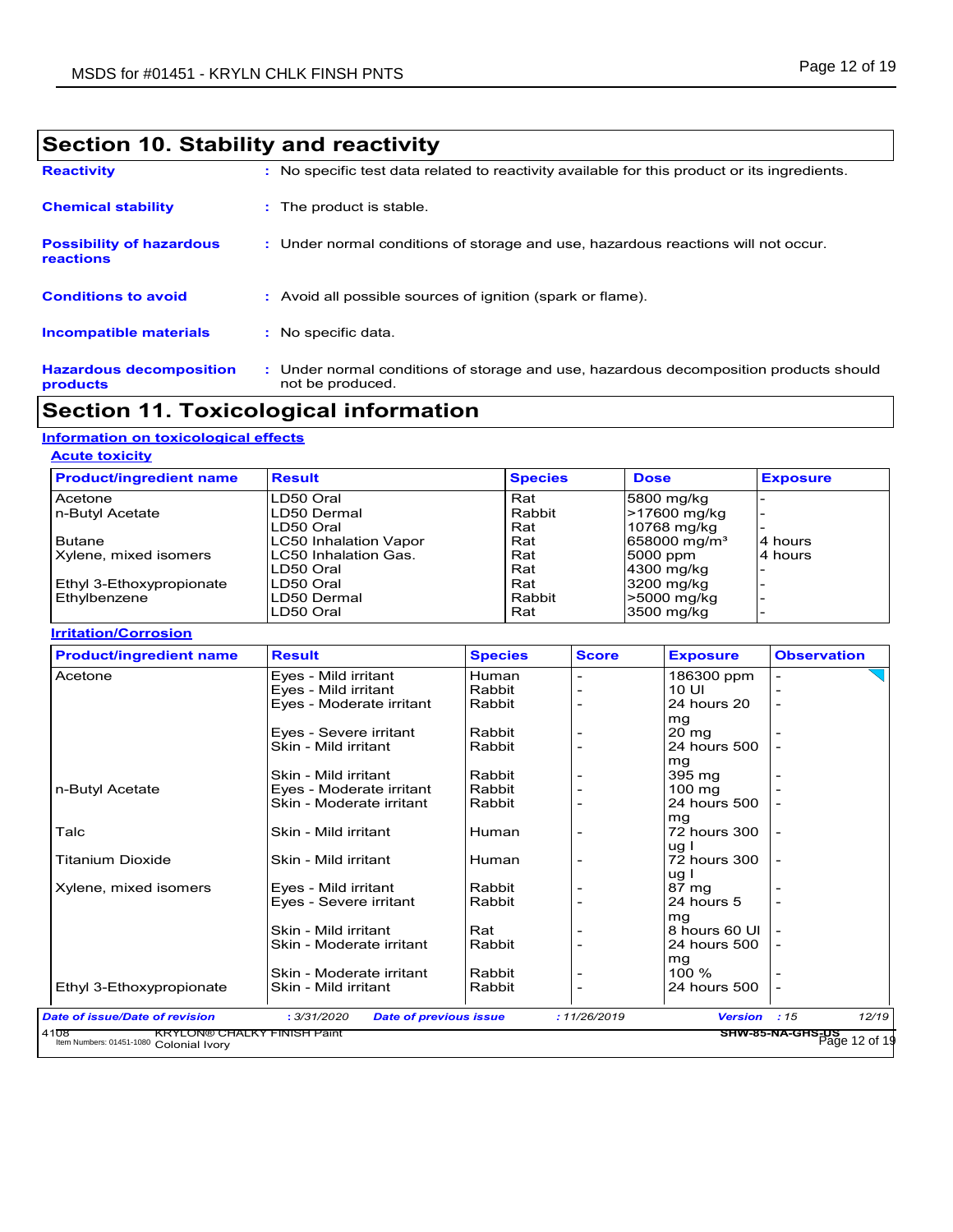## Section 10. Stability and reactivity

**Reactivity** : No specific test data related to reactivity available for this product or its ingredients.

**Chemical stability** : The product is stable.

**Possibility of hazardous reactions** : Under normal conditions of storage and use, hazardous reactions will not occur.

**Conditions to avoid** : Avoid all possible sources of ignition (spark or flame).

**Incompatible materials** : No specific data.

**Hazardous decomposition products** : Under normal conditions of storage and use, hazardous decomposition products should not be produced.

## Section 11. Toxicological information

### Information on toxicological effects

#### Acute toxicity

| Product/ingredient name | Result | Species | Dose | Exposure |
|---|---|---|---|---|
| Acetone | LD50 Oral | Rat | 5800 mg/kg | - |
| n-Butyl Acetate | LD50 Dermal | Rabbit | >17600 mg/kg | - |
| | LD50 Oral | Rat | 10768 mg/kg | - |
| Butane | LC50 Inhalation Vapor | Rat | 658000 mg/m³ | 4 hours |
| Xylene, mixed isomers | LC50 Inhalation Gas. | Rat | 5000 ppm | 4 hours |
| | LD50 Oral | Rat | 4300 mg/kg | - |
| Ethyl 3-Ethoxypropionate | LD50 Oral | Rat | 3200 mg/kg | - |
| Ethylbenzene | LD50 Dermal | Rabbit | >5000 mg/kg | - |
| | LD50 Oral | Rat | 3500 mg/kg | - |

#### Irritation/Corrosion

| Product/ingredient name | Result | Species | Score | Exposure | Observation |
|---|---|---|---|---|---|
| Acetone | Eyes - Mild irritant | Human | - | 186300 ppm | - |
| | Eyes - Mild irritant | Rabbit | - | 10 Ul | - |
| | Eyes - Moderate irritant | Rabbit | - | 24 hours 20 mg | - |
| | Eyes - Severe irritant | Rabbit | - | 20 mg | - |
| | Skin - Mild irritant | Rabbit | - | 24 hours 500 mg | - |
| | Skin - Mild irritant | Rabbit | - | 395 mg | - |
| n-Butyl Acetate | Eyes - Moderate irritant | Rabbit | - | 100 mg | - |
| | Skin - Moderate irritant | Rabbit | - | 24 hours 500 mg | - |
| Talc | Skin - Mild irritant | Human | - | 72 hours 300 ug I | - |
| Titanium Dioxide | Skin - Mild irritant | Human | - | 72 hours 300 ug I | - |
| Xylene, mixed isomers | Eyes - Mild irritant | Rabbit | - | 87 mg | - |
| | Eyes - Severe irritant | Rabbit | - | 24 hours 5 mg | - |
| | Skin - Mild irritant | Rat | - | 8 hours 60 Ul | - |
| | Skin - Moderate irritant | Rabbit | - | 24 hours 500 mg | - |
| | Skin - Moderate irritant | Rabbit | - | 100 % | - |
| Ethyl 3-Ethoxypropionate | Skin - Mild irritant | Rabbit | - | 24 hours 500 | - |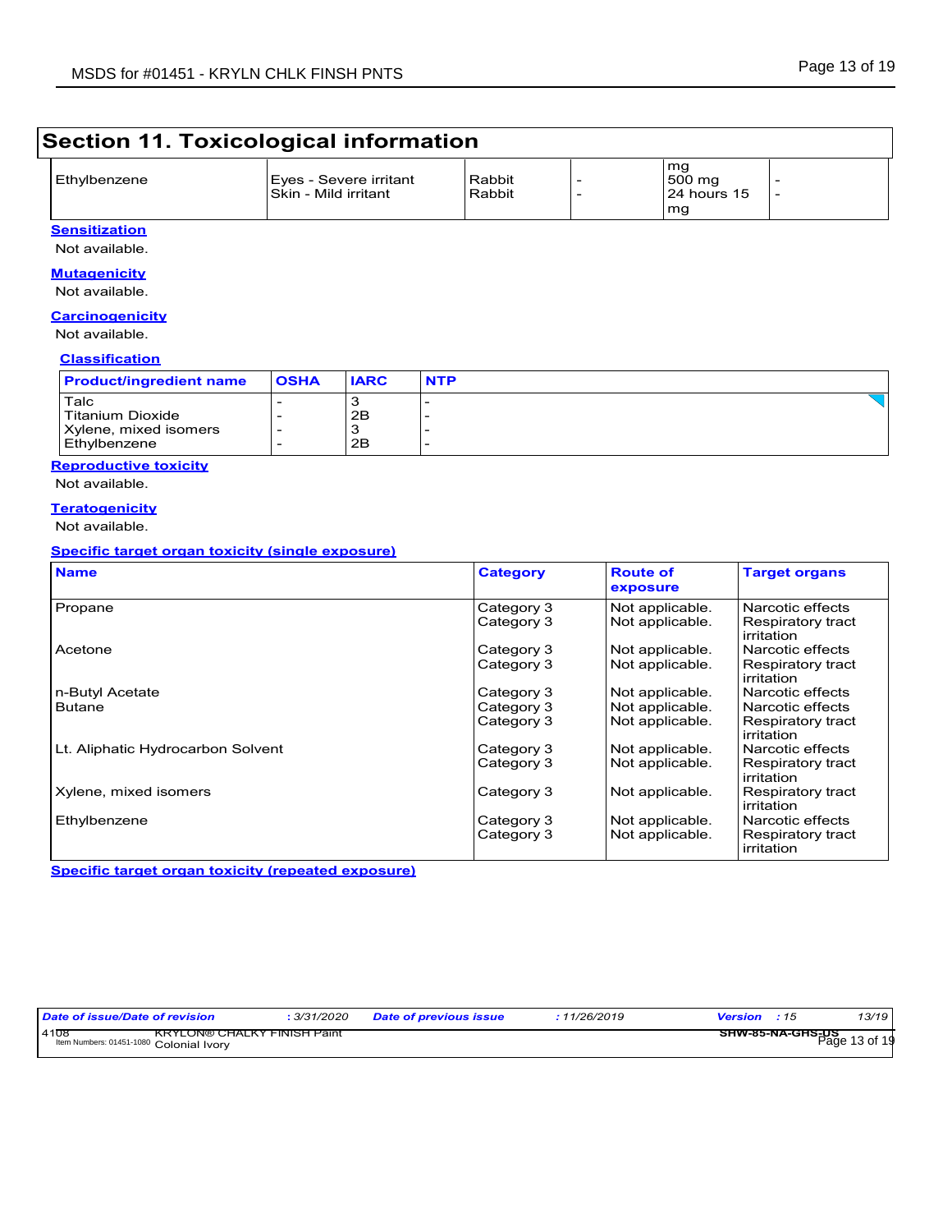## Section 11. Toxicological information

| | | | | | |
|---|---|---|---|---|---|
| Ethylbenzene | Eyes - Severe irritant<br>Skin - Mild irritant | Rabbit<br>Rabbit | -<br>- | mg<br>500 mg<br>24 hours 15<br>mg | -<br>- |

**Sensitization**

Not available.

**Mutagenicity**

Not available.

**Carcinogenicity**

Not available.

**Classification**

| Product/ingredient name | OSHA | IARC | NTP |
|---|---|---|---|
| Talc | - | 3 | - |
| Titanium Dioxide | - | 2B | - |
| Xylene, mixed isomers | - | 3 | - |
| Ethylbenzene | - | 2B | - |

**Reproductive toxicity**

Not available.

**Teratogenicity**

Not available.

**Specific target organ toxicity (single exposure)**

| Name | Category | Route of exposure | Target organs |
|---|---|---|---|
| Propane | Category 3<br>Category 3 | Not applicable.<br>Not applicable. | Narcotic effects<br>Respiratory tract irritation |
| Acetone | Category 3<br>Category 3 | Not applicable.<br>Not applicable. | Narcotic effects<br>Respiratory tract irritation |
| n-Butyl Acetate | Category 3 | Not applicable. | Narcotic effects |
| Butane | Category 3<br>Category 3 | Not applicable.<br>Not applicable. | Narcotic effects<br>Respiratory tract irritation |
| Lt. Aliphatic Hydrocarbon Solvent | Category 3<br>Category 3 | Not applicable.<br>Not applicable. | Narcotic effects<br>Respiratory tract irritation |
| Xylene, mixed isomers | Category 3 | Not applicable. | Respiratory tract irritation |
| Ethylbenzene | Category 3<br>Category 3 | Not applicable.<br>Not applicable. | Narcotic effects<br>Respiratory tract irritation |

**Specific target organ toxicity (repeated exposure)**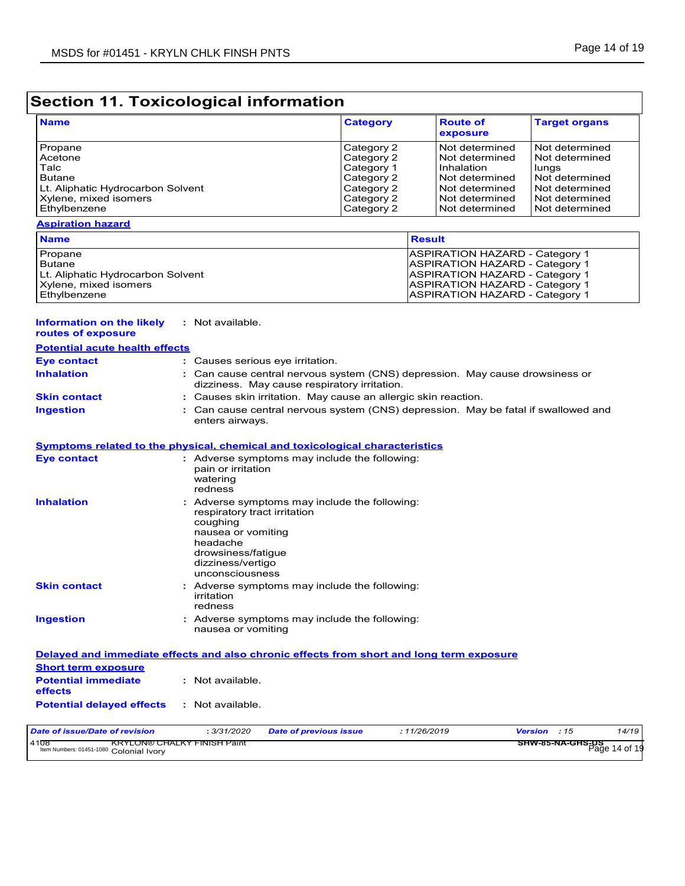## Section 11. Toxicological information

| Name | Category | Route of exposure | Target organs |
|---|---|---|---|
| Propane | Category 2 | Not determined | Not determined |
| Acetone | Category 2 | Not determined | Not determined |
| Talc | Category 1 | Inhalation | lungs |
| Butane | Category 2 | Not determined | Not determined |
| Lt. Aliphatic Hydrocarbon Solvent | Category 2 | Not determined | Not determined |
| Xylene, mixed isomers | Category 2 | Not determined | Not determined |
| Ethylbenzene | Category 2 | Not determined | Not determined |

**Aspiration hazard**

| Name | Result |
|---|---|
| Propane | ASPIRATION HAZARD - Category 1 |
| Butane | ASPIRATION HAZARD - Category 1 |
| Lt. Aliphatic Hydrocarbon Solvent | ASPIRATION HAZARD - Category 1 |
| Xylene, mixed isomers | ASPIRATION HAZARD - Category 1 |
| Ethylbenzene | ASPIRATION HAZARD - Category 1 |

**Information on the likely routes of exposure** : Not available.

**Potential acute health effects**

**Eye contact** : Causes serious eye irritation.

**Inhalation** : Can cause central nervous system (CNS) depression. May cause drowsiness or dizziness. May cause respiratory irritation.

**Skin contact** : Causes skin irritation. May cause an allergic skin reaction.

**Ingestion** : Can cause central nervous system (CNS) depression. May be fatal if swallowed and enters airways.

**Symptoms related to the physical, chemical and toxicological characteristics**

**Eye contact** : Adverse symptoms may include the following:
pain or irritation
watering
redness

**Inhalation** : Adverse symptoms may include the following:
respiratory tract irritation
coughing
nausea or vomiting
headache
drowsiness/fatigue
dizziness/vertigo
unconsciousness

**Skin contact** : Adverse symptoms may include the following:
irritation
redness

**Ingestion** : Adverse symptoms may include the following:
nausea or vomiting

**Delayed and immediate effects and also chronic effects from short and long term exposure**

**Short term exposure**

**Potential immediate effects** : Not available.

**Potential delayed effects** : Not available.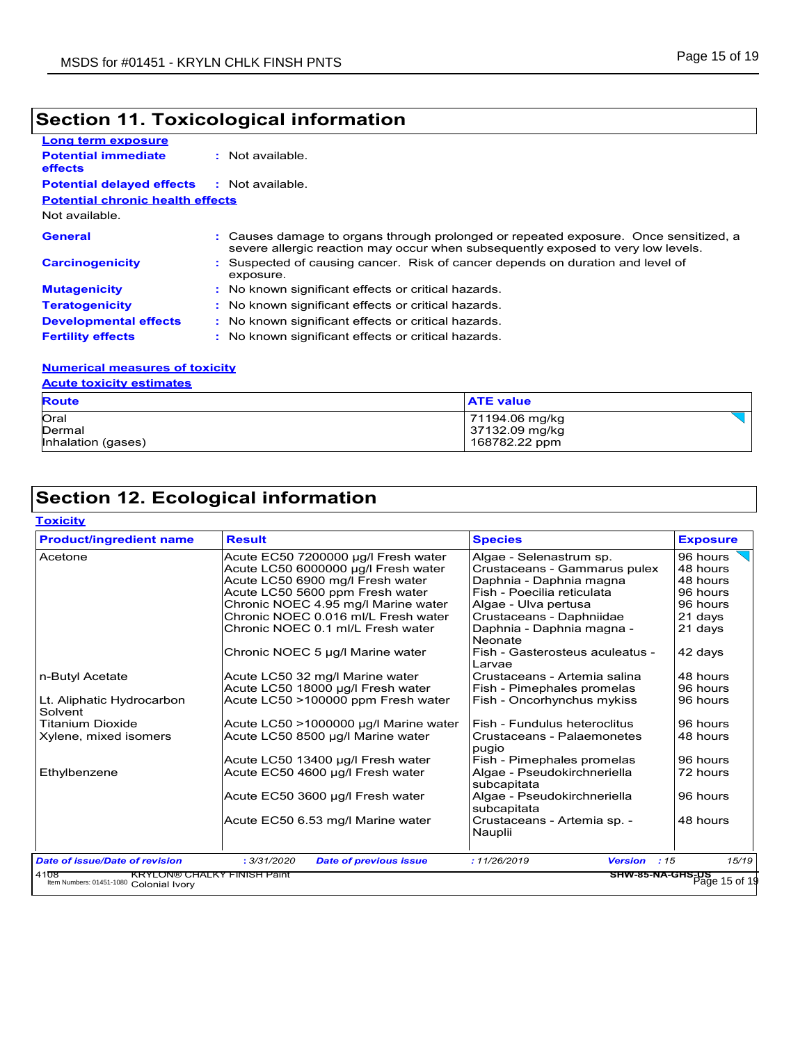## Section 11. Toxicological information

**Long term exposure**

**Potential immediate effects** : Not available.

**Potential delayed effects** : Not available.

**Potential chronic health effects**

Not available.

**General** : Causes damage to organs through prolonged or repeated exposure. Once sensitized, a severe allergic reaction may occur when subsequently exposed to very low levels.

**Carcinogenicity** : Suspected of causing cancer. Risk of cancer depends on duration and level of exposure.

**Mutagenicity** : No known significant effects or critical hazards.

**Teratogenicity** : No known significant effects or critical hazards.

**Developmental effects** : No known significant effects or critical hazards.

**Fertility effects** : No known significant effects or critical hazards.

**Numerical measures of toxicity**

**Acute toxicity estimates**

| Route | ATE value |
|---|---|
| Oral | 71194.06 mg/kg |
| Dermal | 37132.09 mg/kg |
| Inhalation (gases) | 168782.22 ppm |

## Section 12. Ecological information

**Toxicity**

| Product/ingredient name | Result | Species | Exposure |
|---|---|---|---|
| Acetone | Acute EC50 7200000 µg/l Fresh water | Algae - Selenastrum sp. | 96 hours |
| | Acute LC50 6000000 µg/l Fresh water | Crustaceans - Gammarus pulex | 48 hours |
| | Acute LC50 6900 mg/l Fresh water | Daphnia - Daphnia magna | 48 hours |
| | Acute LC50 5600 ppm Fresh water | Fish - Poecilia reticulata | 96 hours |
| | Chronic NOEC 4.95 mg/l Marine water | Algae - Ulva pertusa | 96 hours |
| | Chronic NOEC 0.016 ml/L Fresh water | Crustaceans - Daphniidae | 21 days |
| | Chronic NOEC 0.1 ml/L Fresh water | Daphnia - Daphnia magna - Neonate | 21 days |
| | Chronic NOEC 5 µg/l Marine water | Fish - Gasterosteus aculeatus - Larvae | 42 days |
| n-Butyl Acetate | Acute LC50 32 mg/l Marine water | Crustaceans - Artemia salina | 48 hours |
| | Acute LC50 18000 µg/l Fresh water | Fish - Pimephales promelas | 96 hours |
| Lt. Aliphatic Hydrocarbon Solvent | Acute LC50 >100000 ppm Fresh water | Fish - Oncorhynchus mykiss | 96 hours |
| Titanium Dioxide | Acute LC50 >1000000 µg/l Marine water | Fish - Fundulus heteroclitus | 96 hours |
| Xylene, mixed isomers | Acute LC50 8500 µg/l Marine water | Crustaceans - Palaemonetes pugio | 48 hours |
| | Acute LC50 13400 µg/l Fresh water | Fish - Pimephales promelas | 96 hours |
| Ethylbenzene | Acute EC50 4600 µg/l Fresh water | Algae - Pseudokirchneriella subcapitata | 72 hours |
| | Acute EC50 3600 µg/l Fresh water | Algae - Pseudokirchneriella subcapitata | 96 hours |
| | Acute EC50 6.53 mg/l Marine water | Crustaceans - Artemia sp. - Nauplii | 48 hours |

*Date of issue/Date of revision* : 3/31/2020 *Date of previous issue* : 11/26/2019 *Version* : 15

4108 KRYLON® CHALKY FINISH Paint SHW-85-NA-GHS-US

Item Numbers: 01451-1080 Colonial Ivory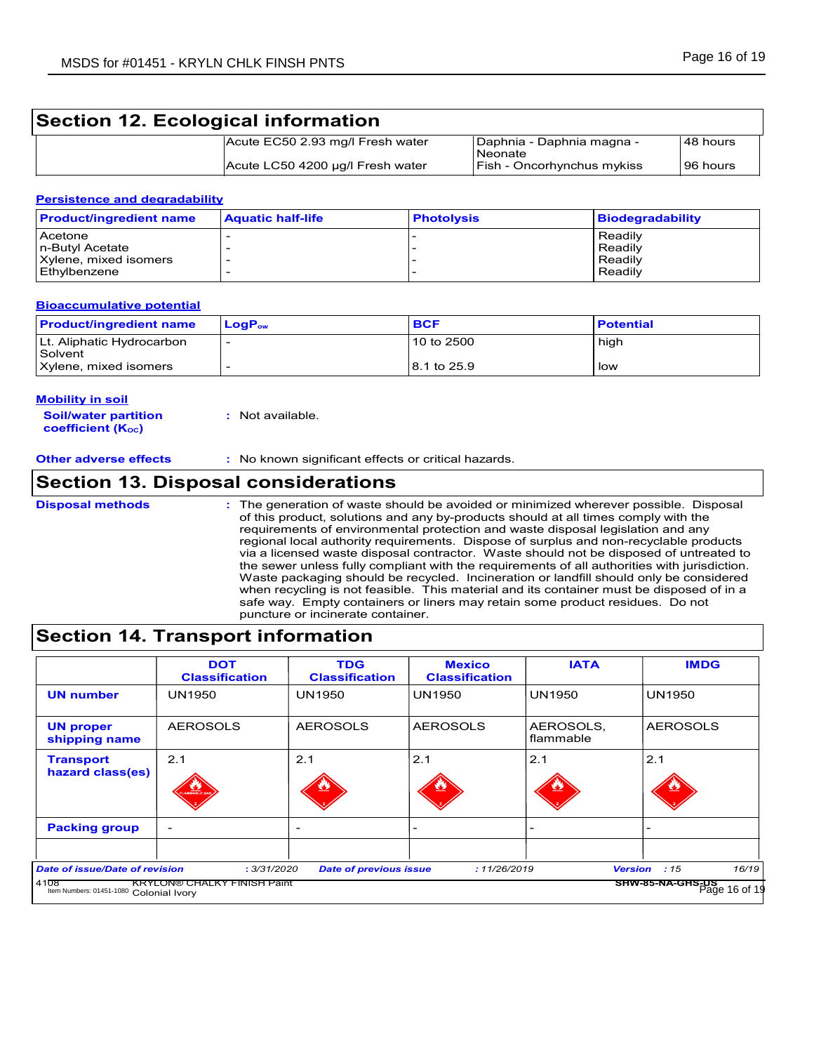## Section 12. Ecological information

| | | | |
|---|---|---|---|
| | Acute EC50 2.93 mg/l Fresh water | Daphnia - Daphnia magna - Neonate | 48 hours |
| | Acute LC50 4200 µg/l Fresh water | Fish - Oncorhynchus mykiss | 96 hours |

### Persistence and degradability

| Product/ingredient name | Aquatic half-life | Photolysis | Biodegradability |
|---|---|---|---|
| Acetone | - | - | Readily |
| n-Butyl Acetate | - | - | Readily |
| Xylene, mixed isomers | - | - | Readily |
| Ethylbenzene | - | - | Readily |

### Bioaccumulative potential

| Product/ingredient name | $LogP_{ow}$ | BCF | Potential |
|---|---|---|---|
| Lt. Aliphatic Hydrocarbon Solvent | - | 10 to 2500 | high |
| Xylene, mixed isomers | - | 8.1 to 25.9 | low |

### Mobility in soil

**Soil/water partition coefficient ($K_{OC}$)** : Not available.

**Other adverse effects** : No known significant effects or critical hazards.

## Section 13. Disposal considerations

**Disposal methods** : The generation of waste should be avoided or minimized wherever possible. Disposal of this product, solutions and any by-products should at all times comply with the requirements of environmental protection and waste disposal legislation and any regional local authority requirements. Dispose of surplus and non-recyclable products via a licensed waste disposal contractor. Waste should not be disposed of untreated to the sewer unless fully compliant with the requirements of all authorities with jurisdiction. Waste packaging should be recycled. Incineration or landfill should only be considered when recycling is not feasible. This material and its container must be disposed of in a safe way. Empty containers or liners may retain some product residues. Do not puncture or incinerate container.

## Section 14. Transport information

| | DOT Classification | TDG Classification | Mexico Classification | IATA | IMDG |
|---|---|---|---|---|---|
| **UN number** | UN1950 | UN1950 | UN1950 | UN1950 | UN1950 |
| **UN proper shipping name** | AEROSOLS | AEROSOLS | AEROSOLS | AEROSOLS, flammable | AEROSOLS |
| **Transport hazard class(es)** | 2.1 | 2.1 | 2.1 | 2.1 | 2.1 |
| **Packing group** | - | - | - | - | - |

*Date of issue/Date of revision* : 3/31/2020 *Date of previous issue* : 11/26/2019 *Version* : 15

4108 KRYLON® CHALKY FINISH Paint Colonial Ivory — Item Numbers: 01451-1080 — SHW-85-NA-GHS-US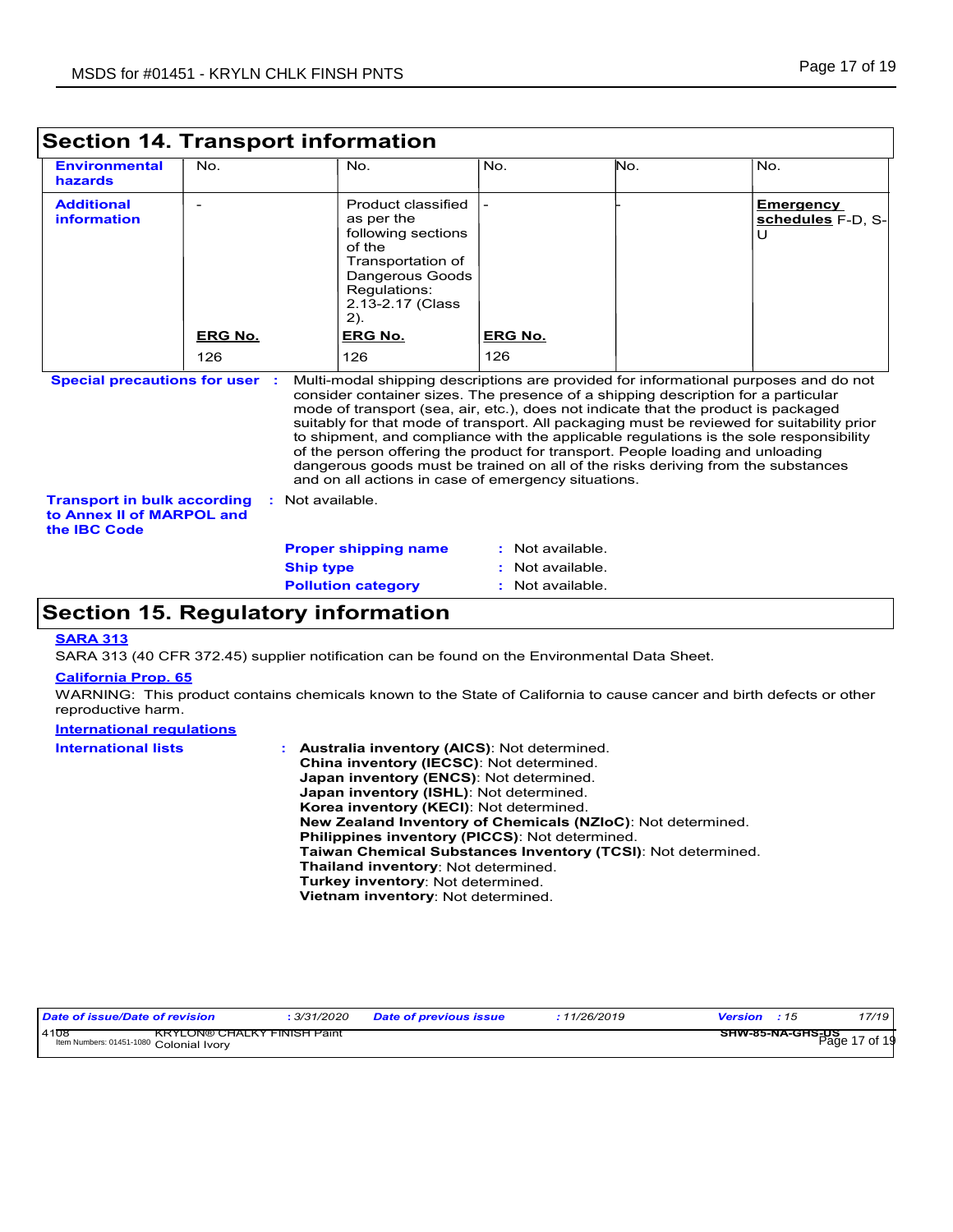## Section 14. Transport information

| | | | | | |
|---|---|---|---|---|---|
| **Environmental hazards** | No. | No. | No. | No. | No. |
| **Additional information** | -<br><br>**ERG No.**<br>126 | Product classified as per the following sections of the Transportation of Dangerous Goods Regulations: 2.13-2.17 (Class 2).<br><br>**ERG No.**<br>126 | -<br><br>**ERG No.**<br>126 | - | **Emergency schedules** F-D, S-U |

**Special precautions for user** : Multi-modal shipping descriptions are provided for informational purposes and do not consider container sizes. The presence of a shipping description for a particular mode of transport (sea, air, etc.), does not indicate that the product is packaged suitably for that mode of transport. All packaging must be reviewed for suitability prior to shipment, and compliance with the applicable regulations is the sole responsibility of the person offering the product for transport. People loading and unloading dangerous goods must be trained on all of the risks deriving from the substances and on all actions in case of emergency situations.

**Transport in bulk according to Annex II of MARPOL and the IBC Code** : Not available.

**Proper shipping name** : Not available.
**Ship type** : Not available.
**Pollution category** : Not available.

## Section 15. Regulatory information

**SARA 313**

SARA 313 (40 CFR 372.45) supplier notification can be found on the Environmental Data Sheet.

**California Prop. 65**

WARNING: This product contains chemicals known to the State of California to cause cancer and birth defects or other reproductive harm.

**International regulations**

**International lists** :
- **Australia inventory (AICS)**: Not determined.
- **China inventory (IECSC)**: Not determined.
- **Japan inventory (ENCS)**: Not determined.
- **Japan inventory (ISHL)**: Not determined.
- **Korea inventory (KECI)**: Not determined.
- **New Zealand Inventory of Chemicals (NZIoC)**: Not determined.
- **Philippines inventory (PICCS)**: Not determined.
- **Taiwan Chemical Substances Inventory (TCSI)**: Not determined.
- **Thailand inventory**: Not determined.
- **Turkey inventory**: Not determined.
- **Vietnam inventory**: Not determined.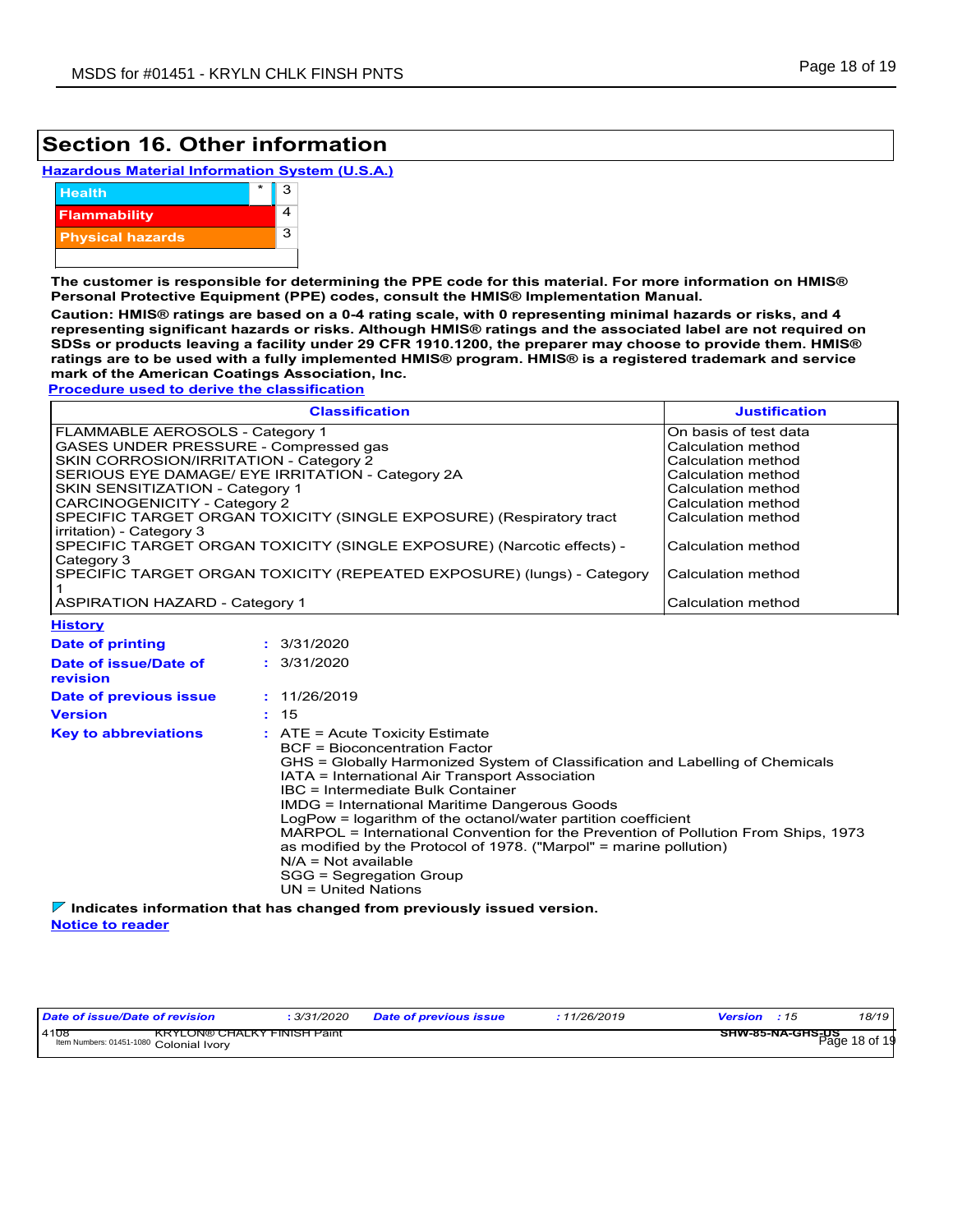## Section 16. Other information

**Hazardous Material Information System (U.S.A.)**

| | | |
|---|---|---|
| Health | * | 3 |
| Flammability | | 4 |
| Physical hazards | | 3 |

**The customer is responsible for determining the PPE code for this material. For more information on HMIS® Personal Protective Equipment (PPE) codes, consult the HMIS® Implementation Manual.**

**Caution: HMIS® ratings are based on a 0-4 rating scale, with 0 representing minimal hazards or risks, and 4 representing significant hazards or risks. Although HMIS® ratings and the associated label are not required on SDSs or products leaving a facility under 29 CFR 1910.1200, the preparer may choose to provide them. HMIS® ratings are to be used with a fully implemented HMIS® program. HMIS® is a registered trademark and service mark of the American Coatings Association, Inc.**

**Procedure used to derive the classification**

| Classification | Justification |
|---|---|
| FLAMMABLE AEROSOLS - Category 1 | On basis of test data |
| GASES UNDER PRESSURE - Compressed gas | Calculation method |
| SKIN CORROSION/IRRITATION - Category 2 | Calculation method |
| SERIOUS EYE DAMAGE/ EYE IRRITATION - Category 2A | Calculation method |
| SKIN SENSITIZATION - Category 1 | Calculation method |
| CARCINOGENICITY - Category 2 | Calculation method |
| SPECIFIC TARGET ORGAN TOXICITY (SINGLE EXPOSURE) (Respiratory tract irritation) - Category 3 | Calculation method |
| SPECIFIC TARGET ORGAN TOXICITY (SINGLE EXPOSURE) (Narcotic effects) - Category 3 | Calculation method |
| SPECIFIC TARGET ORGAN TOXICITY (REPEATED EXPOSURE) (lungs) - Category 1 | Calculation method |
| ASPIRATION HAZARD - Category 1 | Calculation method |

**History**

**Date of printing** : 3/31/2020

**Date of issue/Date of revision** : 3/31/2020

**Date of previous issue** : 11/26/2019

**Version** : 15

**Key to abbreviations** :
ATE = Acute Toxicity Estimate
BCF = Bioconcentration Factor
GHS = Globally Harmonized System of Classification and Labelling of Chemicals
IATA = International Air Transport Association
IBC = Intermediate Bulk Container
IMDG = International Maritime Dangerous Goods
LogPow = logarithm of the octanol/water partition coefficient
MARPOL = International Convention for the Prevention of Pollution From Ships, 1973 as modified by the Protocol of 1978. ("Marpol" = marine pollution)
N/A = Not available
SGG = Segregation Group
UN = United Nations

**Indicates information that has changed from previously issued version.**

**Notice to reader**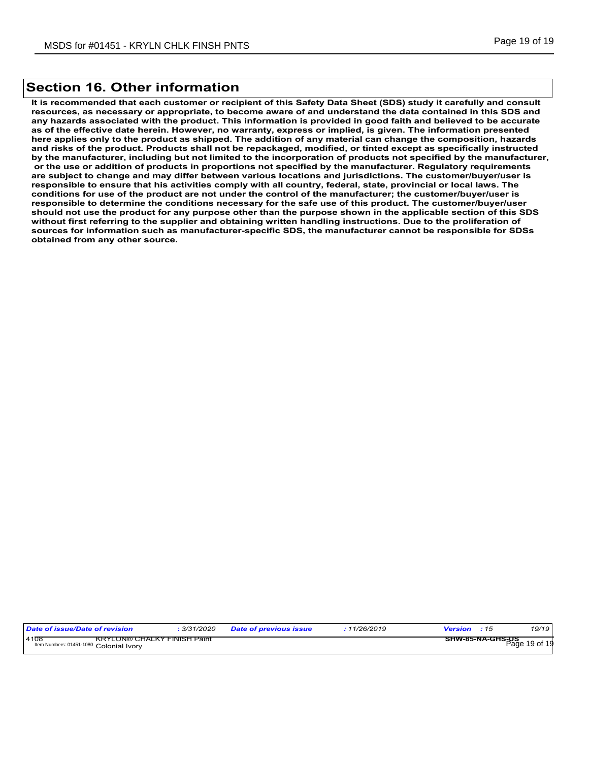## Section 16. Other information

**It is recommended that each customer or recipient of this Safety Data Sheet (SDS) study it carefully and consult resources, as necessary or appropriate, to become aware of and understand the data contained in this SDS and any hazards associated with the product. This information is provided in good faith and believed to be accurate as of the effective date herein. However, no warranty, express or implied, is given. The information presented here applies only to the product as shipped. The addition of any material can change the composition, hazards and risks of the product. Products shall not be repackaged, modified, or tinted except as specifically instructed by the manufacturer, including but not limited to the incorporation of products not specified by the manufacturer, or the use or addition of products in proportions not specified by the manufacturer. Regulatory requirements are subject to change and may differ between various locations and jurisdictions. The customer/buyer/user is responsible to ensure that his activities comply with all country, federal, state, provincial or local laws. The conditions for use of the product are not under the control of the manufacturer; the customer/buyer/user is responsible to determine the conditions necessary for the safe use of this product. The customer/buyer/user should not use the product for any purpose other than the purpose shown in the applicable section of this SDS without first referring to the supplier and obtaining written handling instructions. Due to the proliferation of sources for information such as manufacturer-specific SDS, the manufacturer cannot be responsible for SDSs obtained from any other source.**